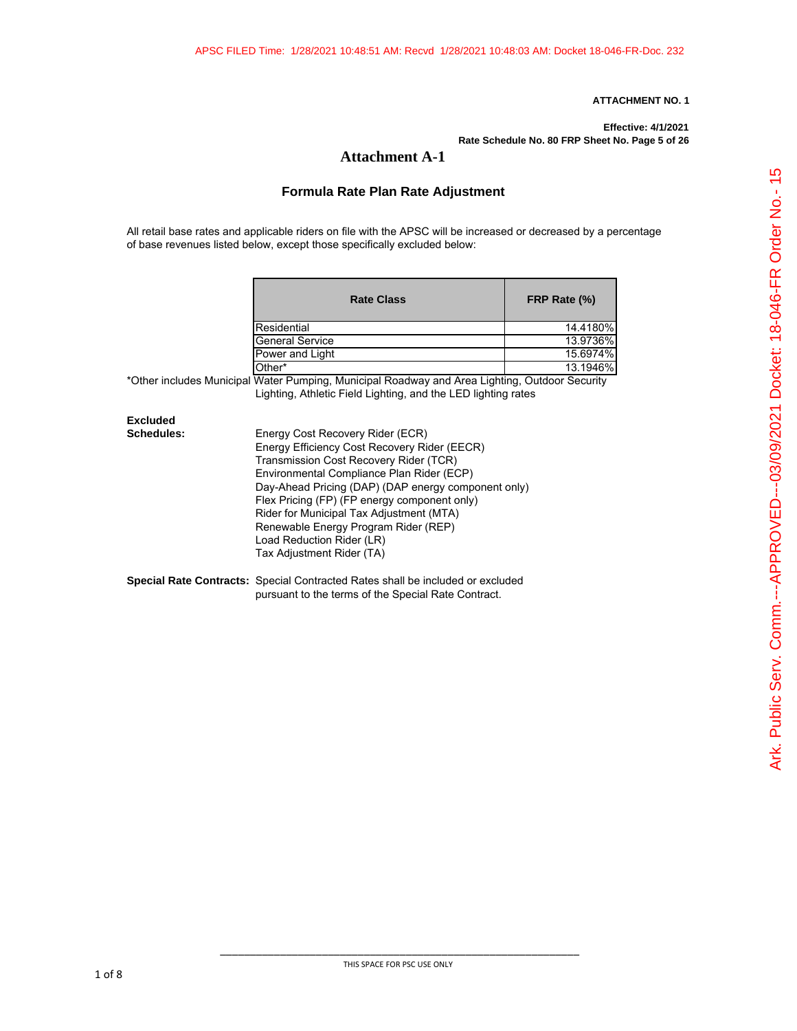**ATTACHMENT NO. 1**

**Effective: 4/1/2021**
**Rate Schedule No. 80 FRP Sheet No. Page 5 of 26**

# Attachment A-1

## Formula Rate Plan Rate Adjustment

All retail base rates and applicable riders on file with the APSC will be increased or decreased by a percentage of base revenues listed below, except those specifically excluded below:

| Rate Class | FRP Rate (%) |
| --- | --- |
| Residential | 14.4180% |
| General Service | 13.9736% |
| Power and Light | 15.6974% |
| Other* | 13.1946% |

*Other includes Municipal Water Pumping, Municipal Roadway and Area Lighting, Outdoor Security Lighting, Athletic Field Lighting, and the LED lighting rates

**Excluded Schedules:**

Energy Cost Recovery Rider (ECR)
Energy Efficiency Cost Recovery Rider (EECR)
Transmission Cost Recovery Rider (TCR)
Environmental Compliance Plan Rider (ECP)
Day-Ahead Pricing (DAP) (DAP energy component only)
Flex Pricing (FP) (FP energy component only)
Rider for Municipal Tax Adjustment (MTA)
Renewable Energy Program Rider (REP)
Load Reduction Rider (LR)
Tax Adjustment Rider (TA)

**Special Rate Contracts:** Special Contracted Rates shall be included or excluded pursuant to the terms of the Special Rate Contract.

THIS SPACE FOR PSC USE ONLY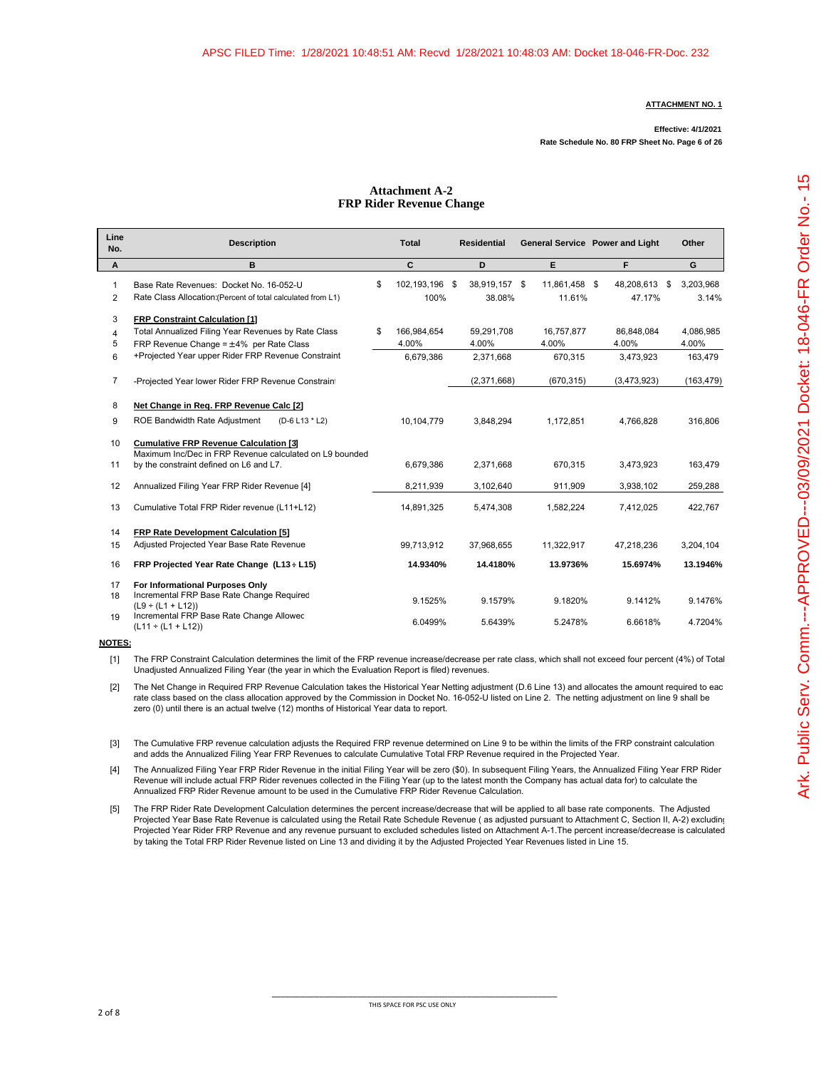APSC FILED Time: 1/28/2021 10:48:51 AM: Recvd 1/28/2021 10:48:03 AM: Docket 18-046-FR-Doc. 232

**ATTACHMENT NO. 1**

**Effective: 4/1/2021**

**Rate Schedule No. 80 FRP Sheet No. Page 6 of 26**

## Attachment A-2
## FRP Rider Revenue Change

| Line No. | Description | Total | Residential | General Service | Power and Light | Other |
|---|---|---|---|---|---|---|
| **A** | **B** | **C** | **D** | **E** | **F** | **G** |
| 1 | Base Rate Revenues: Docket No. 16-052-U | $ 102,193,196 | $ 38,919,157 | $ 11,861,458 | $ 48,208,613 | $ 3,203,968 |
| 2 | Rate Class Allocation:(Percent of total calculated from L1) | 100% | 38.08% | 11.61% | 47.17% | 3.14% |
| 3 | **FRP Constraint Calculation [1]** | | | | | |
| 4 | Total Annualized Filing Year Revenues by Rate Class | $ 166,984,654 | 59,291,708 | 16,757,877 | 86,848,084 | 4,086,985 |
| 5 | FRP Revenue Change = ±4% per Rate Class | 4.00% | 4.00% | 4.00% | 4.00% | 4.00% |
| 6 | +Projected Year upper Rider FRP Revenue Constraint | 6,679,386 | 2,371,668 | 670,315 | 3,473,923 | 163,479 |
| 7 | -Projected Year lower Rider FRP Revenue Constraint | | (2,371,668) | (670,315) | (3,473,923) | (163,479) |
| 8 | **Net Change in Req. FRP Revenue Calc [2]** | | | | | |
| 9 | ROE Bandwidth Rate Adjustment (D-6 L13 * L2) | 10,104,779 | 3,848,294 | 1,172,851 | 4,766,828 | 316,806 |
| 10 | **Cumulative FRP Revenue Calculation [3]** | | | | | |
| 11 | Maximum Inc/Dec in FRP Revenue calculated on L9 bounded by the constraint defined on L6 and L7. | 6,679,386 | 2,371,668 | 670,315 | 3,473,923 | 163,479 |
| 12 | Annualized Filing Year FRP Rider Revenue [4] | 8,211,939 | 3,102,640 | 911,909 | 3,938,102 | 259,288 |
| 13 | Cumulative Total FRP Rider revenue (L11+L12) | 14,891,325 | 5,474,308 | 1,582,224 | 7,412,025 | 422,767 |
| 14 | **FRP Rate Development Calculation [5]** | | | | | |
| 15 | Adjusted Projected Year Base Rate Revenue | 99,713,912 | 37,968,655 | 11,322,917 | 47,218,236 | 3,204,104 |
| 16 | **FRP Projected Year Rate Change (L13 ÷ L15)** | **14.9340%** | **14.4180%** | **13.9736%** | **15.6974%** | **13.1946%** |
| 17 | **For Informational Purposes Only** | | | | | |
| 18 | Incremental FRP Base Rate Change Required (L9 ÷ (L1 + L12)) | 9.1525% | 9.1579% | 9.1820% | 9.1412% | 9.1476% |
| 19 | Incremental FRP Base Rate Change Allowed (L11 ÷ (L1 + L12)) | 6.0499% | 5.6439% | 5.2478% | 6.6618% | 4.7204% |

**NOTES:**

[1] The FRP Constraint Calculation determines the limit of the FRP revenue increase/decrease per rate class, which shall not exceed four percent (4%) of Total Unadjusted Annualized Filing Year (the year in which the Evaluation Report is filed) revenues.

[2] The Net Change in Required FRP Revenue Calculation takes the Historical Year Netting adjustment (D.6 Line 13) and allocates the amount required to each rate class based on the class allocation approved by the Commission in Docket No. 16-052-U listed on Line 2. The netting adjustment on line 9 shall be zero (0) until there is an actual twelve (12) months of Historical Year data to report.

[3] The Cumulative FRP revenue calculation adjusts the Required FRP revenue determined on Line 9 to be within the limits of the FRP constraint calculation and adds the Annualized Filing Year FRP Revenues to calculate Cumulative Total FRP Revenue required in the Projected Year.

[4] The Annualized Filing Year FRP Rider Revenue in the initial Filing Year will be zero ($0). In subsequent Filing Years, the Annualized Filing Year FRP Rider Revenue will include actual FRP Rider revenues collected in the Filing Year (up to the latest month the Company has actual data for) to calculate the Annualized FRP Rider Revenue amount to be used in the Cumulative FRP Rider Revenue Calculation.

[5] The FRP Rider Rate Development Calculation determines the percent increase/decrease that will be applied to all base rate components. The Adjusted Projected Year Base Rate Revenue is calculated using the Retail Rate Schedule Revenue ( as adjusted pursuant to Attachment C, Section II, A-2) excluding Projected Year Rider FRP Revenue and any revenue pursuant to excluded schedules listed on Attachment A-1.The percent increase/decrease is calculated by taking the Total FRP Rider Revenue listed on Line 13 and dividing it by the Adjusted Projected Year Revenues listed in Line 15.

THIS SPACE FOR PSC USE ONLY

Ark. Public Serv. Comm.---APPROVED---03/09/2021 Docket: 18-046-FR Order No.- 15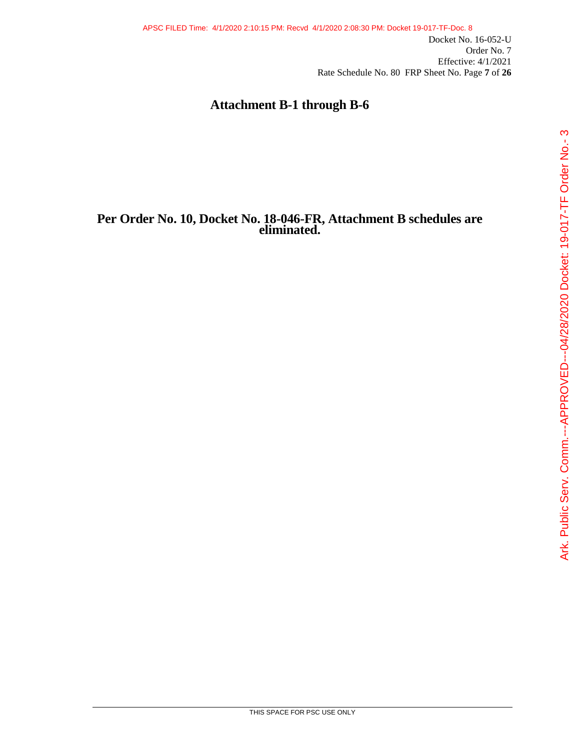# Attachment B-1 through B-6

**Per Order No. 10, Docket No. 18-046-FR, Attachment B schedules are eliminated.**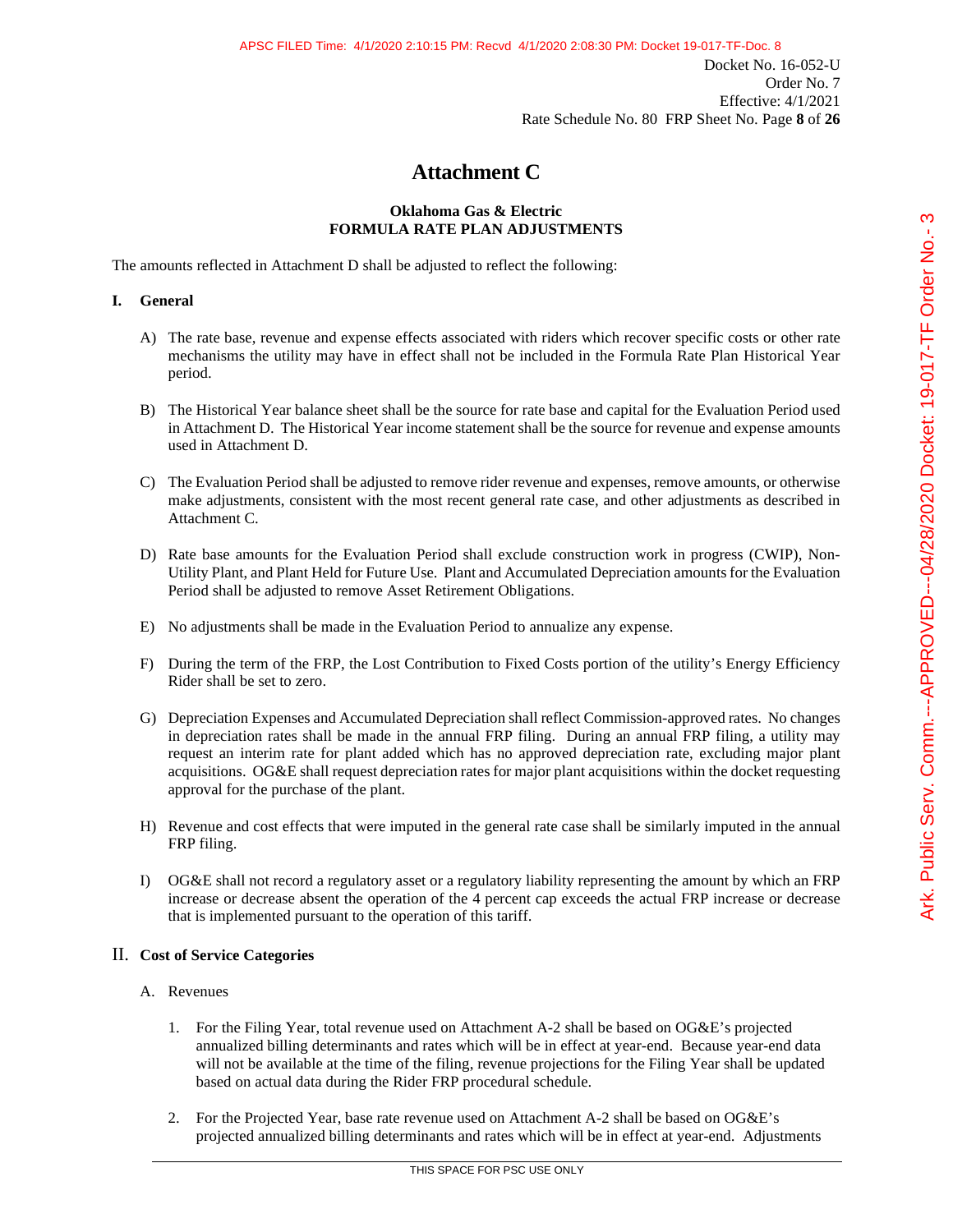# Attachment C

**Oklahoma Gas & Electric**
**FORMULA RATE PLAN ADJUSTMENTS**

The amounts reflected in Attachment D shall be adjusted to reflect the following:

**I. General**

A) The rate base, revenue and expense effects associated with riders which recover specific costs or other rate mechanisms the utility may have in effect shall not be included in the Formula Rate Plan Historical Year period.

B) The Historical Year balance sheet shall be the source for rate base and capital for the Evaluation Period used in Attachment D. The Historical Year income statement shall be the source for revenue and expense amounts used in Attachment D.

C) The Evaluation Period shall be adjusted to remove rider revenue and expenses, remove amounts, or otherwise make adjustments, consistent with the most recent general rate case, and other adjustments as described in Attachment C.

D) Rate base amounts for the Evaluation Period shall exclude construction work in progress (CWIP), Non-Utility Plant, and Plant Held for Future Use. Plant and Accumulated Depreciation amounts for the Evaluation Period shall be adjusted to remove Asset Retirement Obligations.

E) No adjustments shall be made in the Evaluation Period to annualize any expense.

F) During the term of the FRP, the Lost Contribution to Fixed Costs portion of the utility's Energy Efficiency Rider shall be set to zero.

G) Depreciation Expenses and Accumulated Depreciation shall reflect Commission-approved rates. No changes in depreciation rates shall be made in the annual FRP filing. During an annual FRP filing, a utility may request an interim rate for plant added which has no approved depreciation rate, excluding major plant acquisitions. OG&E shall request depreciation rates for major plant acquisitions within the docket requesting approval for the purchase of the plant.

H) Revenue and cost effects that were imputed in the general rate case shall be similarly imputed in the annual FRP filing.

I) OG&E shall not record a regulatory asset or a regulatory liability representing the amount by which an FRP increase or decrease absent the operation of the 4 percent cap exceeds the actual FRP increase or decrease that is implemented pursuant to the operation of this tariff.

**II. Cost of Service Categories**

A. Revenues

1. For the Filing Year, total revenue used on Attachment A-2 shall be based on OG&E's projected annualized billing determinants and rates which will be in effect at year-end. Because year-end data will not be available at the time of the filing, revenue projections for the Filing Year shall be updated based on actual data during the Rider FRP procedural schedule.

2. For the Projected Year, base rate revenue used on Attachment A-2 shall be based on OG&E's projected annualized billing determinants and rates which will be in effect at year-end. Adjustments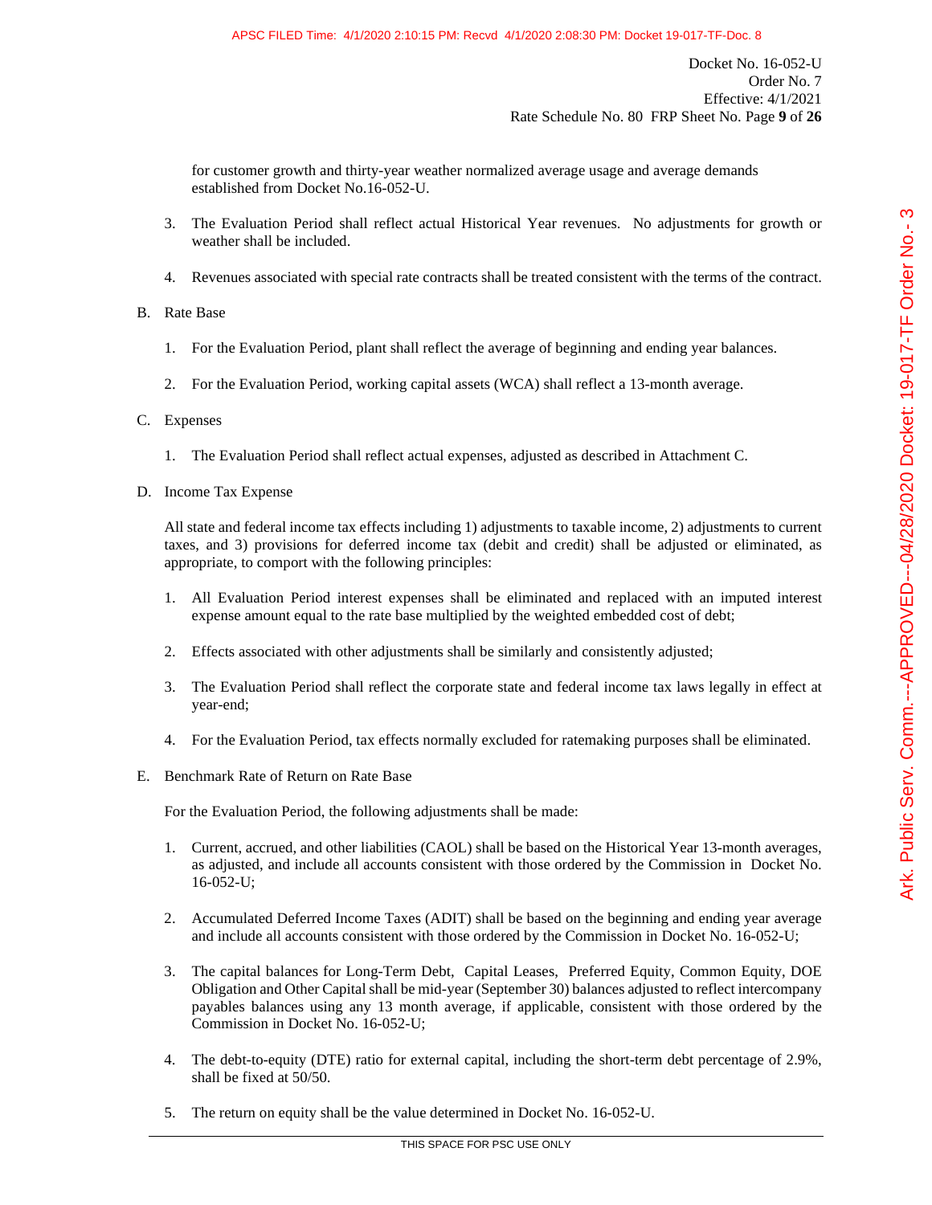for customer growth and thirty-year weather normalized average usage and average demands established from Docket No.16-052-U.

3. The Evaluation Period shall reflect actual Historical Year revenues. No adjustments for growth or weather shall be included.

4. Revenues associated with special rate contracts shall be treated consistent with the terms of the contract.

B. Rate Base

1. For the Evaluation Period, plant shall reflect the average of beginning and ending year balances.

2. For the Evaluation Period, working capital assets (WCA) shall reflect a 13-month average.

C. Expenses

1. The Evaluation Period shall reflect actual expenses, adjusted as described in Attachment C.

D. Income Tax Expense

All state and federal income tax effects including 1) adjustments to taxable income, 2) adjustments to current taxes, and 3) provisions for deferred income tax (debit and credit) shall be adjusted or eliminated, as appropriate, to comport with the following principles:

1. All Evaluation Period interest expenses shall be eliminated and replaced with an imputed interest expense amount equal to the rate base multiplied by the weighted embedded cost of debt;

2. Effects associated with other adjustments shall be similarly and consistently adjusted;

3. The Evaluation Period shall reflect the corporate state and federal income tax laws legally in effect at year-end;

4. For the Evaluation Period, tax effects normally excluded for ratemaking purposes shall be eliminated.

E. Benchmark Rate of Return on Rate Base

For the Evaluation Period, the following adjustments shall be made:

1. Current, accrued, and other liabilities (CAOL) shall be based on the Historical Year 13-month averages, as adjusted, and include all accounts consistent with those ordered by the Commission in Docket No. 16-052-U;

2. Accumulated Deferred Income Taxes (ADIT) shall be based on the beginning and ending year average and include all accounts consistent with those ordered by the Commission in Docket No. 16-052-U;

3. The capital balances for Long-Term Debt, Capital Leases, Preferred Equity, Common Equity, DOE Obligation and Other Capital shall be mid-year (September 30) balances adjusted to reflect intercompany payables balances using any 13 month average, if applicable, consistent with those ordered by the Commission in Docket No. 16-052-U;

4. The debt-to-equity (DTE) ratio for external capital, including the short-term debt percentage of 2.9%, shall be fixed at 50/50.

5. The return on equity shall be the value determined in Docket No. 16-052-U.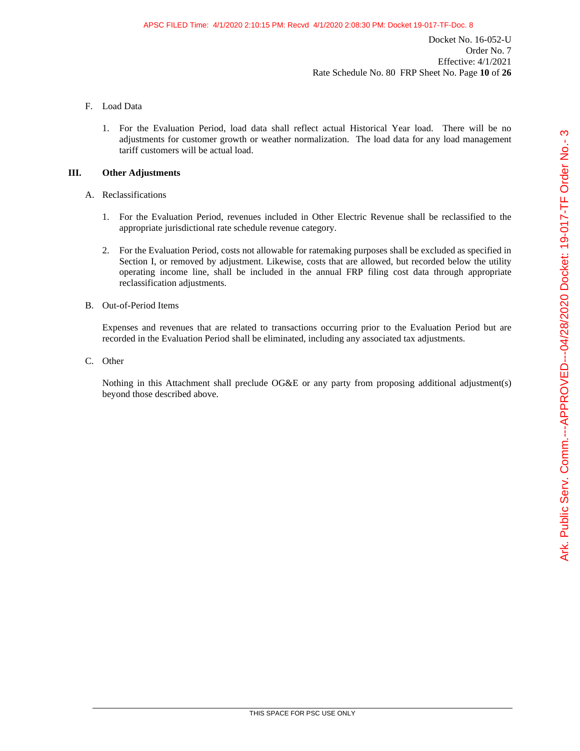F. Load Data

1. For the Evaluation Period, load data shall reflect actual Historical Year load. There will be no adjustments for customer growth or weather normalization. The load data for any load management tariff customers will be actual load.

## III. Other Adjustments

A. Reclassifications

1. For the Evaluation Period, revenues included in Other Electric Revenue shall be reclassified to the appropriate jurisdictional rate schedule revenue category.

2. For the Evaluation Period, costs not allowable for ratemaking purposes shall be excluded as specified in Section I, or removed by adjustment. Likewise, costs that are allowed, but recorded below the utility operating income line, shall be included in the annual FRP filing cost data through appropriate reclassification adjustments.

B. Out-of-Period Items

Expenses and revenues that are related to transactions occurring prior to the Evaluation Period but are recorded in the Evaluation Period shall be eliminated, including any associated tax adjustments.

C. Other

Nothing in this Attachment shall preclude OG&E or any party from proposing additional adjustment(s) beyond those described above.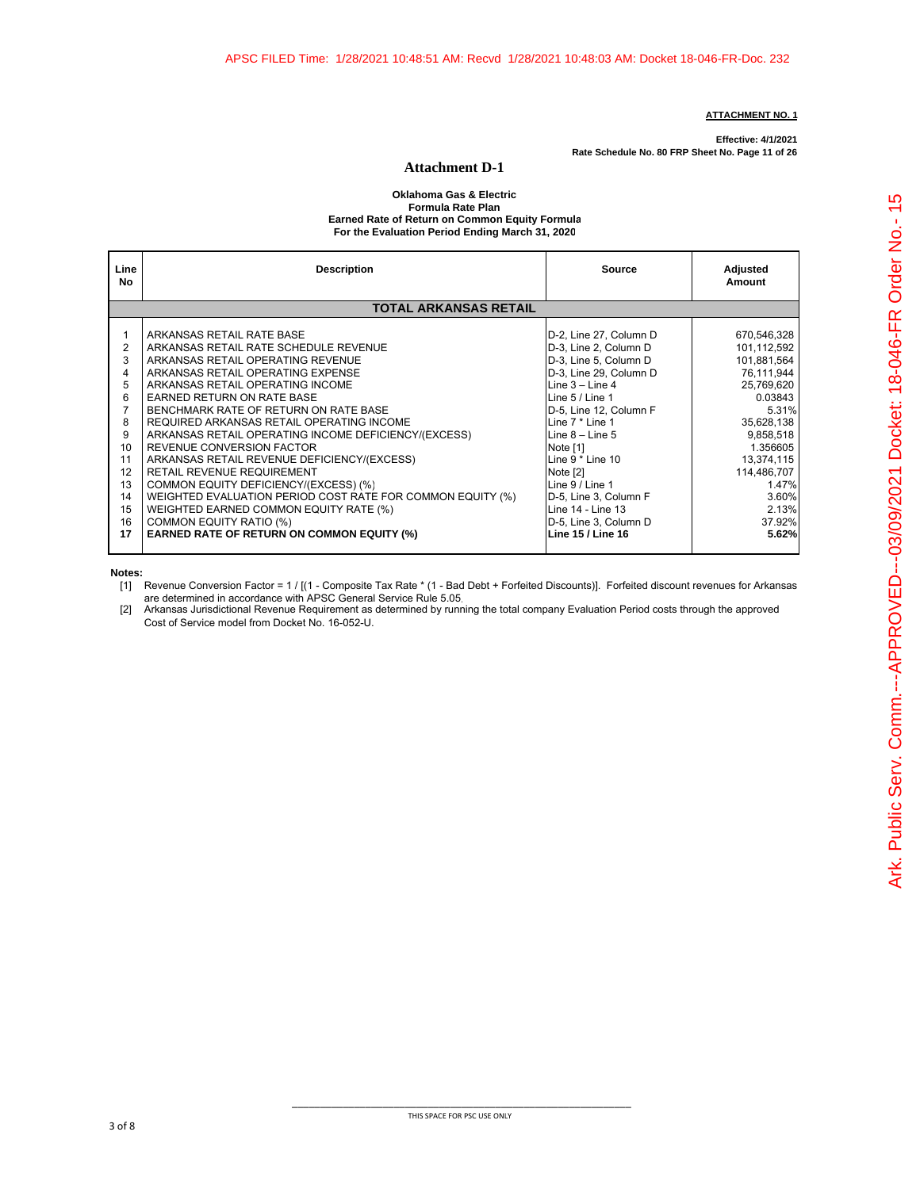**ATTACHMENT NO. 1**

**Effective: 4/1/2021**
**Rate Schedule No. 80 FRP Sheet No. Page 11 of 26**

# Attachment D-1

**Oklahoma Gas & Electric**
**Formula Rate Plan**
**Earned Rate of Return on Common Equity Formula**
**For the Evaluation Period Ending March 31, 2020**

| Line No | Description | Source | Adjusted Amount |
|---|---|---|---|
| | **TOTAL ARKANSAS RETAIL** | | |
| 1 | ARKANSAS RETAIL RATE BASE | D-2, Line 27, Column D | 670,546,328 |
| 2 | ARKANSAS RETAIL RATE SCHEDULE REVENUE | D-3, Line 2, Column D | 101,112,592 |
| 3 | ARKANSAS RETAIL OPERATING REVENUE | D-3, Line 5, Column D | 101,881,564 |
| 4 | ARKANSAS RETAIL OPERATING EXPENSE | D-3, Line 29, Column D | 76,111,944 |
| 5 | ARKANSAS RETAIL OPERATING INCOME | Line 3 – Line 4 | 25,769,620 |
| 6 | EARNED RETURN ON RATE BASE | Line 5 / Line 1 | 0.03843 |
| 7 | BENCHMARK RATE OF RETURN ON RATE BASE | D-5, Line 12, Column F | 5.31% |
| 8 | REQUIRED ARKANSAS RETAIL OPERATING INCOME | Line 7 * Line 1 | 35,628,138 |
| 9 | ARKANSAS RETAIL OPERATING INCOME DEFICIENCY/(EXCESS) | Line 8 – Line 5 | 9,858,518 |
| 10 | REVENUE CONVERSION FACTOR | Note [1] | 1.356605 |
| 11 | ARKANSAS RETAIL REVENUE DEFICIENCY/(EXCESS) | Line 9 * Line 10 | 13,374,115 |
| 12 | RETAIL REVENUE REQUIREMENT | Note [2] | 114,486,707 |
| 13 | COMMON EQUITY DEFICIENCY/(EXCESS) (%) | Line 9 / Line 1 | 1.47% |
| 14 | WEIGHTED EVALUATION PERIOD COST RATE FOR COMMON EQUITY (%) | D-5, Line 3, Column F | 3.60% |
| 15 | WEIGHTED EARNED COMMON EQUITY RATE (%) | Line 14 - Line 13 | 2.13% |
| 16 | COMMON EQUITY RATIO (%) | D-5, Line 3, Column D | 37.92% |
| **17** | **EARNED RATE OF RETURN ON COMMON EQUITY (%)** | **Line 15 / Line 16** | **5.62%** |

**Notes:**

[1] Revenue Conversion Factor = 1 / [(1 - Composite Tax Rate * (1 - Bad Debt + Forfeited Discounts)]. Forfeited discount revenues for Arkansas are determined in accordance with APSC General Service Rule 5.05.

[2] Arkansas Jurisdictional Revenue Requirement as determined by running the total company Evaluation Period costs through the approved Cost of Service model from Docket No. 16-052-U.

THIS SPACE FOR PSC USE ONLY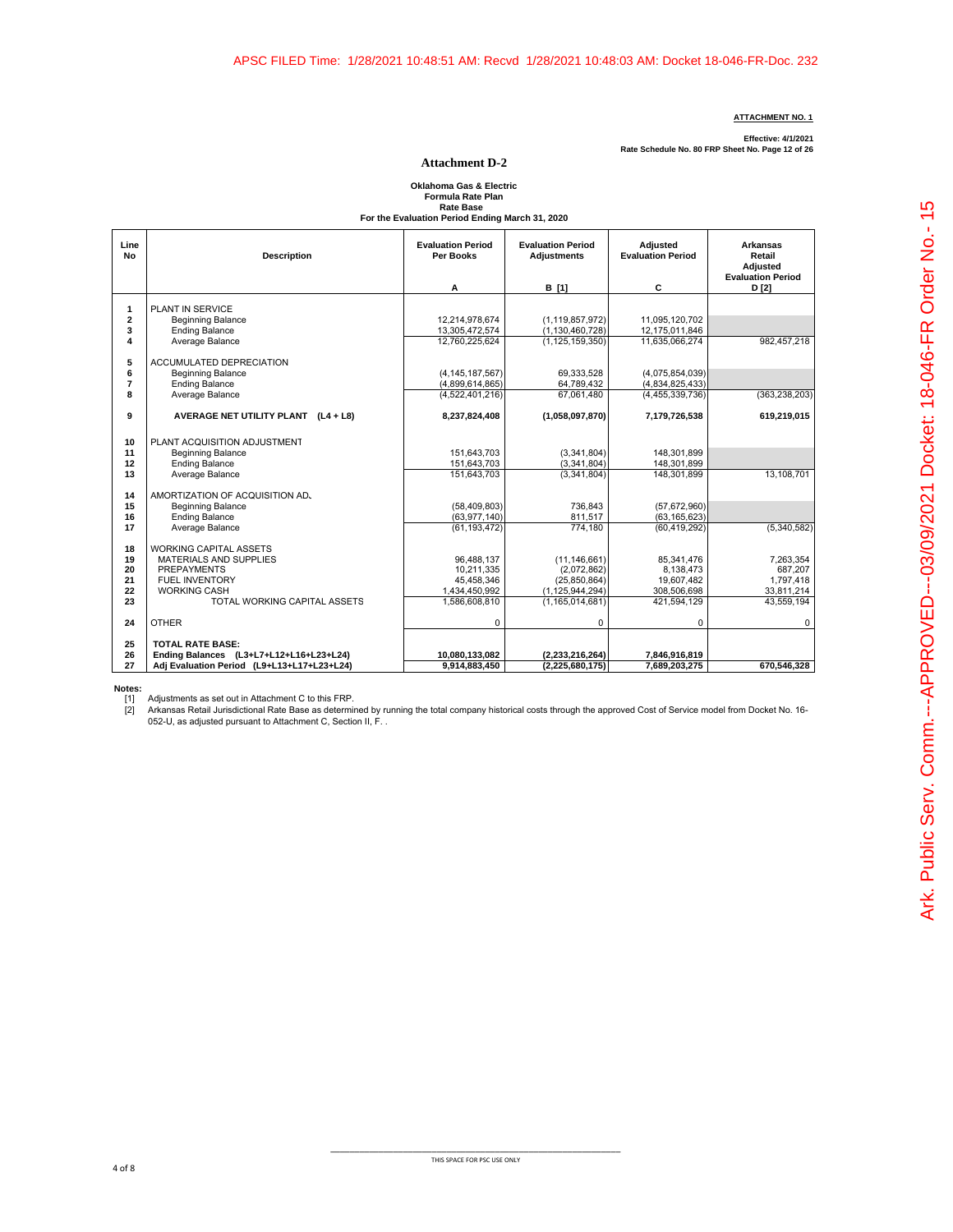**ATTACHMENT NO. 1**

**Effective: 4/1/2021**
**Rate Schedule No. 80 FRP Sheet No. Page 12 of 26**

# Attachment D-2

**Oklahoma Gas & Electric**
**Formula Rate Plan**
**Rate Base**
**For the Evaluation Period Ending March 31, 2020**

| Line No | Description | Evaluation Period Per Books<br>A | Evaluation Period Adjustments<br>B [1] | Adjusted Evaluation Period<br>C | Arkansas Retail Adjusted Evaluation Period<br>D [2] |
|---|---|---|---|---|---|
| 1 | PLANT IN SERVICE | | | | |
| 2 | Beginning Balance | 12,214,978,674 | (1,119,857,972) | 11,095,120,702 | |
| 3 | Ending Balance | 13,305,472,574 | (1,130,460,728) | 12,175,011,846 | |
| 4 | Average Balance | 12,760,225,624 | (1,125,159,350) | 11,635,066,274 | 982,457,218 |
| 5 | ACCUMULATED DEPRECIATION | | | | |
| 6 | Beginning Balance | (4,145,187,567) | 69,333,528 | (4,075,854,039) | |
| 7 | Ending Balance | (4,899,614,865) | 64,789,432 | (4,834,825,433) | |
| 8 | Average Balance | (4,522,401,216) | 67,061,480 | (4,455,339,736) | (363,238,203) |
| 9 | **AVERAGE NET UTILITY PLANT (L4 + L8)** | **8,237,824,408** | **(1,058,097,870)** | **7,179,726,538** | **619,219,015** |
| 10 | PLANT ACQUISITION ADJUSTMENT | | | | |
| 11 | Beginning Balance | 151,643,703 | (3,341,804) | 148,301,899 | |
| 12 | Ending Balance | 151,643,703 | (3,341,804) | 148,301,899 | |
| 13 | Average Balance | 151,643,703 | (3,341,804) | 148,301,899 | 13,108,701 |
| 14 | AMORTIZATION OF ACQUISITION ADJ. | | | | |
| 15 | Beginning Balance | (58,409,803) | 736,843 | (57,672,960) | |
| 16 | Ending Balance | (63,977,140) | 811,517 | (63,165,623) | |
| 17 | Average Balance | (61,193,472) | 774,180 | (60,419,292) | (5,340,582) |
| 18 | WORKING CAPITAL ASSETS | | | | |
| 19 | MATERIALS AND SUPPLIES | 96,488,137 | (11,146,661) | 85,341,476 | 7,263,354 |
| 20 | PREPAYMENTS | 10,211,335 | (2,072,862) | 8,138,473 | 687,207 |
| 21 | FUEL INVENTORY | 45,458,346 | (25,850,864) | 19,607,482 | 1,797,418 |
| 22 | WORKING CASH | 1,434,450,992 | (1,125,944,294) | 308,506,698 | 33,811,214 |
| 23 | TOTAL WORKING CAPITAL ASSETS | 1,586,608,810 | (1,165,014,681) | 421,594,129 | 43,559,194 |
| 24 | OTHER | 0 | 0 | 0 | 0 |
| 25 | **TOTAL RATE BASE:** | | | | |
| 26 | **Ending Balances (L3+L7+L12+L16+L23+L24)** | **10,080,133,082** | **(2,233,216,264)** | **7,846,916,819** | |
| 27 | **Adj Evaluation Period (L9+L13+L17+L23+L24)** | **9,914,883,450** | **(2,225,680,175)** | **7,689,203,275** | **670,546,328** |

**Notes:**

[1] Adjustments as set out in Attachment C to this FRP.

[2] Arkansas Retail Jurisdictional Rate Base as determined by running the total company historical costs through the approved Cost of Service model from Docket No. 16-052-U, as adjusted pursuant to Attachment C, Section II, F. .

THIS SPACE FOR PSC USE ONLY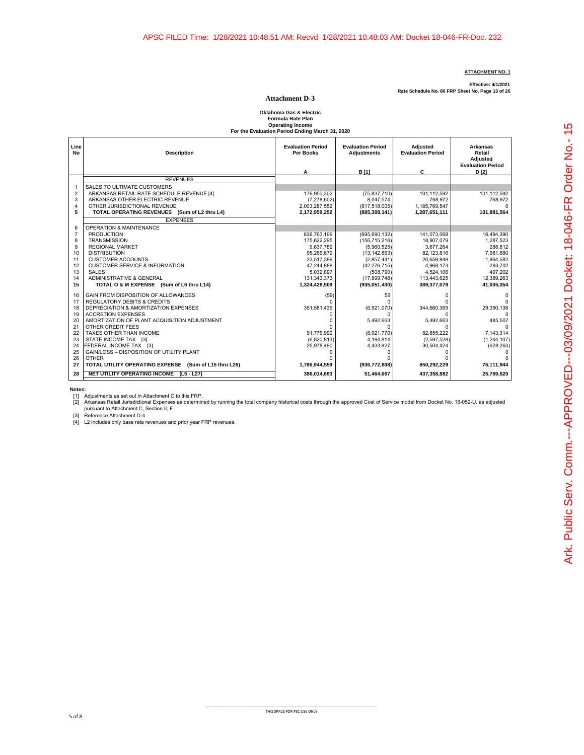**ATTACHMENT NO. 1**

**Effective: 4/1/2021**
**Rate Schedule No. 80 FRP Sheet No. Page 13 of 26**

## Attachment D-3

**Oklahoma Gas & Electric**
**Formula Rate Plan**
**Operating Income**
**For the Evaluation Period Ending March 31, 2020**

| Line No | Description | Evaluation Period Per Books<br>A | Evaluation Period Adjustments<br>B [1] | Adjusted Evaluation Period<br>C | Arkansas Retail Adjusted Evaluation Period<br>D [2] |
|---|---|---|---|---|---|
| | REVENUES | | | | |
| 1 | SALES TO ULTIMATE CUSTOMERS | | | | |
| 2 | ARKANSAS RETAIL RATE SCHEDULE REVENUE [4] | 176,950,302 | (75,837,710) | 101,112,592 | 101,112,592 |
| 3 | ARKANSAS OTHER ELECTRIC REVENUE | (7,278,602) | 8,047,574 | 768,972 | 768,972 |
| 4 | OTHER JURISDICTIONAL REVENUE | 2,003,287,552 | (817,518,005) | 1,185,769,547 | 0 |
| **5** | **TOTAL OPERATING REVENUES (Sum of L2 thru L4)** | **2,172,959,252** | **(885,308,141)** | **1,287,651,111** | **101,881,564** |
| | EXPENSES | | | | |
| 6 | OPERATION & MAINTENANCE | | | | |
| 7 | PRODUCTION | 836,763,199 | (695,690,132) | 141,073,068 | 16,494,390 |
| 8 | TRANSMISSION | 175,622,295 | (156,715,216) | 18,907,079 | 1,287,523 |
| 9 | REGIONAL MARKET | 9,637,789 | (5,960,525) | 3,677,264 | 286,812 |
| 10 | DISTRIBUTION | 95,266,679 | (13,142,863) | 82,123,816 | 7,981,880 |
| 11 | CUSTOMER ACCOUNTS | 23,517,389 | (2,857,441) | 20,659,948 | 1,864,582 |
| 12 | CUSTOMER SERVICE & INFORMATION | 47,244,888 | (42,276,715) | 4,968,173 | 293,702 |
| 13 | SALES | 5,032,897 | (508,790) | 4,524,106 | 407,202 |
| 14 | ADMINISTRATIVE & GENERAL | 131,343,373 | (17,899,748) | 113,443,625 | 12,389,263 |
| **15** | **TOTAL O & M EXPENSE (Sum of L6 thru L14)** | **1,324,428,509** | **(935,051,430)** | **389,377,079** | **41,005,354** |
| 16 | GAIN FROM DISPOSITION OF ALLOWANCES | (59) | 59 | 0 | 0 |
| 17 | REGULATORY DEBITS & CREDITS | 0 | 0 | 0 | 0 |
| 18 | DEPRECIATION & AMORTIZATION EXPENSES | 351,581,439 | (6,921,070) | 344,660,369 | 29,350,138 |
| 19 | ACCRETION EXPENSES | 0 | 0 | 0 | 0 |
| 20 | AMORTIZATION OF PLANT ACQUISITION ADJUSTMENT | 0 | 5,492,663 | 5,492,663 | 485,507 |
| 21 | OTHER CREDIT FEES | 0 | 0 | 0 | 0 |
| 22 | TAXES OTHER THAN INCOME | 91,776,992 | (8,921,770) | 82,855,222 | 7,143,314 |
| 23 | STATE INCOME TAX [3] | (6,820,813) | 4,194,814 | (2,597,528) | (1,244,107) |
| 24 | FEDERAL INCOME TAX [3] | 25,978,490 | 4,433,927 | 30,504,424 | (628,263) |
| 25 | GAIN/LOSS – DISPOSITION OF UTILITY PLANT | 0 | 0 | 0 | 0 |
| 26 | OTHER | 0 | 0 | 0 | 0 |
| **27** | **TOTAL UTILITY OPERATING EXPENSE (Sum of L15 thru L26)** | **1,786,944,559** | **(936,772,808)** | **850,292,229** | **76,111,944** |
| **28** | **NET UTILITY OPERATING INCOME (L5 - L27)** | **386,014,693** | **51,464,667** | **437,358,882** | **25,769,620** |

**Notes:**

[1] Adjustments as set out in Attachment C to this FRP.
[2] Arkansas Retail Jurisdictional Expenses as determined by running the total company historical costs through the approved Cost of Service model from Docket No. 16-052-U, as adjusted pursuant to Attachment C, Section II, F.
[3] Reference Attachment D-4
[4] L2 includes only base rate revenues and prior year FRP revenues.

THIS SPACE FOR PSC USE ONLY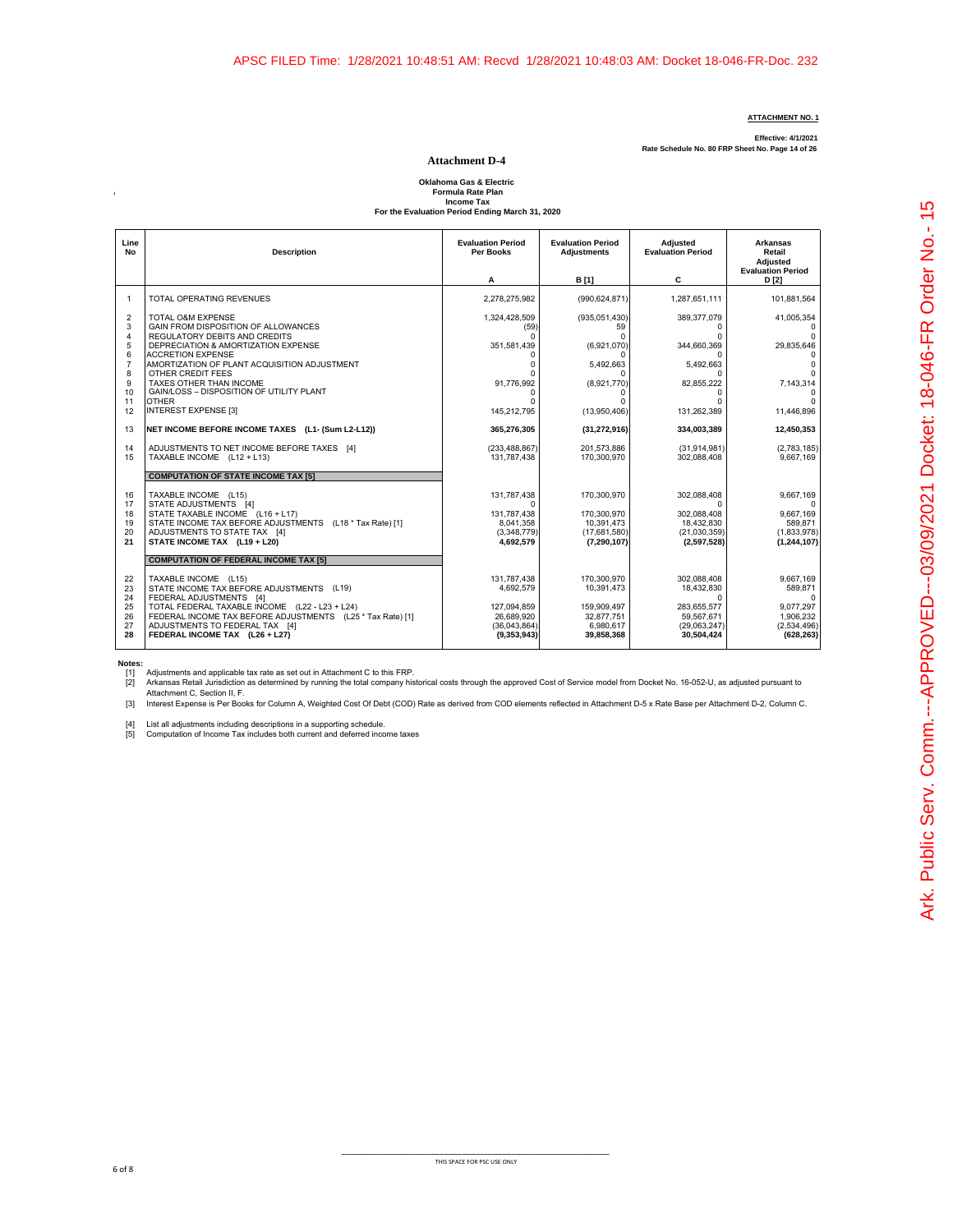**ATTACHMENT NO. 1**

**Effective: 4/1/2021**
**Rate Schedule No. 80 FRP Sheet No. Page 14 of 26**

## Attachment D-4

**Oklahoma Gas & Electric**
**Formula Rate Plan**
**Income Tax**
**For the Evaluation Period Ending March 31, 2020**

| Line No | Description | Evaluation Period Per Books<br>A | Evaluation Period Adjustments<br>B [1] | Adjusted Evaluation Period<br>C | Arkansas Retail Adjusted Evaluation Period<br>D [2] |
|---|---|---|---|---|---|
| 1 | TOTAL OPERATING REVENUES | 2,278,275,982 | (990,624,871) | 1,287,651,111 | 101,881,564 |
| 2 | TOTAL O&M EXPENSE | 1,324,428,509 | (935,051,430) | 389,377,079 | 41,005,354 |
| 3 | GAIN FROM DISPOSITION OF ALLOWANCES | (59) | 59 | 0 | 0 |
| 4 | REGULATORY DEBITS AND CREDITS | 0 | 0 | 0 | 0 |
| 5 | DEPRECIATION & AMORTIZATION EXPENSE | 351,581,439 | (6,921,070) | 344,660,369 | 29,835,646 |
| 6 | ACCRETION EXPENSE | 0 | 0 | 0 | 0 |
| 7 | AMORTIZATION OF PLANT ACQUISITION ADJUSTMENT | 0 | 5,492,663 | 5,492,663 | 0 |
| 8 | OTHER CREDIT FEES | 0 | 0 | 0 | 0 |
| 9 | TAXES OTHER THAN INCOME | 91,776,992 | (8,921,770) | 82,855,222 | 7,143,314 |
| 10 | GAIN/LOSS – DISPOSITION OF UTILITY PLANT | 0 | 0 | 0 | 0 |
| 11 | OTHER | 0 | 0 | 0 | 0 |
| 12 | INTEREST EXPENSE [3] | 145,212,795 | (13,950,406) | 131,262,389 | 11,446,896 |
| **13** | **NET INCOME BEFORE INCOME TAXES (L1- (Sum L2-L12))** | **365,276,305** | **(31,272,916)** | **334,003,389** | **12,450,353** |
| 14 | ADJUSTMENTS TO NET INCOME BEFORE TAXES [4] | (233,488,867) | 201,573,886 | (31,914,981) | (2,783,185) |
| 15 | TAXABLE INCOME (L12 + L13) | 131,787,438 | 170,300,970 | 302,088,408 | 9,667,169 |
| | **COMPUTATION OF STATE INCOME TAX [5]** | | | | |
| 16 | TAXABLE INCOME (L15) | 131,787,438 | 170,300,970 | 302,088,408 | 9,667,169 |
| 17 | STATE ADJUSTMENTS [4] | 0 | | 0 | 0 |
| 18 | STATE TAXABLE INCOME (L16 + L17) | 131,787,438 | 170,300,970 | 302,088,408 | 9,667,169 |
| 19 | STATE INCOME TAX BEFORE ADJUSTMENTS (L18 * Tax Rate) [1] | 8,041,358 | 10,391,473 | 18,432,830 | 589,871 |
| 20 | ADJUSTMENTS TO STATE TAX [4] | (3,348,779) | (17,681,580) | (21,030,359) | (1,833,978) |
| **21** | **STATE INCOME TAX (L19 + L20)** | **4,692,579** | **(7,290,107)** | **(2,597,528)** | **(1,244,107)** |
| | **COMPUTATION OF FEDERAL INCOME TAX [5]** | | | | |
| 22 | TAXABLE INCOME (L15) | 131,787,438 | 170,300,970 | 302,088,408 | 9,667,169 |
| 23 | STATE INCOME TAX BEFORE ADJUSTMENTS (L19) | 4,692,579 | 10,391,473 | 18,432,830 | 589,871 |
| 24 | FEDERAL ADJUSTMENTS [4] | | | 0 | 0 |
| 25 | TOTAL FEDERAL TAXABLE INCOME (L22 - L23 + L24) | 127,094,859 | 159,909,497 | 283,655,577 | 9,077,297 |
| 26 | FEDERAL INCOME TAX BEFORE ADJUSTMENTS (L25 * Tax Rate) [1] | 26,689,920 | 32,877,751 | 59,567,671 | 1,906,232 |
| 27 | ADJUSTMENTS TO FEDERAL TAX [4] | (36,043,864) | 6,980,617 | (29,063,247) | (2,534,496) |
| **28** | **FEDERAL INCOME TAX (L26 + L27)** | **(9,353,943)** | **39,858,368** | **30,504,424** | **(628,263)** |

**Notes:**

[1] Adjustments and applicable tax rate as set out in Attachment C to this FRP.

[2] Arkansas Retail Jurisdiction as determined by running the total company historical costs through the approved Cost of Service model from Docket No. 16-052-U, as adjusted pursuant to Attachment C, Section II, F.

[3] Interest Expense is Per Books for Column A, Weighted Cost Of Debt (COD) Rate as derived from COD elements reflected in Attachment D-5 x Rate Base per Attachment D-2, Column C.

[4] List all adjustments including descriptions in a supporting schedule.

[5] Computation of Income Tax includes both current and deferred income taxes

THIS SPACE FOR PSC USE ONLY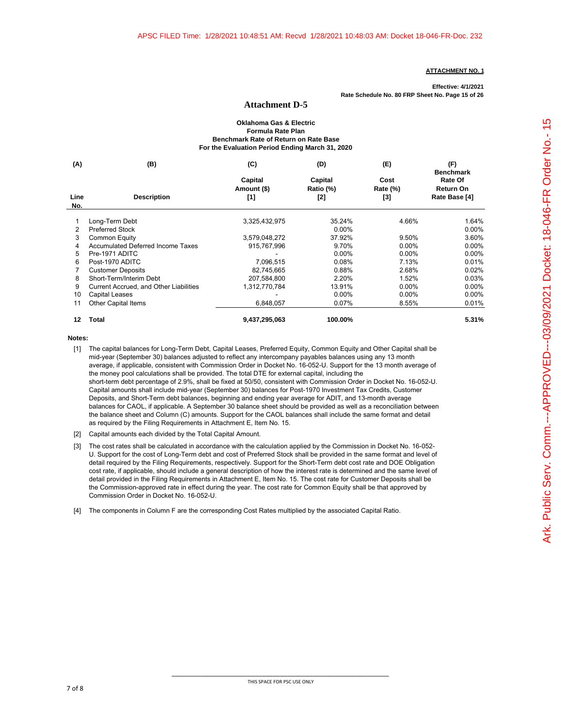**ATTACHMENT NO. 1**

**Effective: 4/1/2021**
**Rate Schedule No. 80 FRP Sheet No. Page 15 of 26**

# Attachment D-5

**Oklahoma Gas & Electric**
**Formula Rate Plan**
**Benchmark Rate of Return on Rate Base**
**For the Evaluation Period Ending March 31, 2020**

| (A) Line No. | (B) Description | (C) Capital Amount ($) [1] | (D) Capital Ratio (%) [2] | (E) Cost Rate (%) [3] | (F) Benchmark Rate Of Return On Rate Base [4] |
|---|---|---|---|---|---|
| 1 | Long-Term Debt | 3,325,432,975 | 35.24% | 4.66% | 1.64% |
| 2 | Preferred Stock | | 0.00% | | 0.00% |
| 3 | Common Equity | 3,579,048,272 | 37.92% | 9.50% | 3.60% |
| 4 | Accumulated Deferred Income Taxes | 915,767,996 | 9.70% | 0.00% | 0.00% |
| 5 | Pre-1971 ADITC | - | 0.00% | 0.00% | 0.00% |
| 6 | Post-1970 ADITC | 7,096,515 | 0.08% | 7.13% | 0.01% |
| 7 | Customer Deposits | 82,745,665 | 0.88% | 2.68% | 0.02% |
| 8 | Short-Term/Interim Debt | 207,584,800 | 2.20% | 1.52% | 0.03% |
| 9 | Current Accrued, and Other Liabilities | 1,312,770,784 | 13.91% | 0.00% | 0.00% |
| 10 | Capital Leases | - | 0.00% | 0.00% | 0.00% |
| 11 | Other Capital Items | 6,848,057 | 0.07% | 8.55% | 0.01% |
| **12** | **Total** | **9,437,295,063** | **100.00%** | | **5.31%** |

**Notes:**

[1] The capital balances for Long-Term Debt, Capital Leases, Preferred Equity, Common Equity and Other Capital shall be mid-year (September 30) balances adjusted to reflect any intercompany payables balances using any 13 month average, if applicable, consistent with Commission Order in Docket No. 16-052-U. Support for the 13 month average of the money pool calculations shall be provided. The total DTE for external capital, including the short-term debt percentage of 2.9%, shall be fixed at 50/50, consistent with Commission Order in Docket No. 16-052-U. Capital amounts shall include mid-year (September 30) balances for Post-1970 Investment Tax Credits, Customer Deposits, and Short-Term debt balances, beginning and ending year average for ADIT, and 13-month average balances for CAOL, if applicable. A September 30 balance sheet should be provided as well as a reconciliation between the balance sheet and Column (C) amounts. Support for the CAOL balances shall include the same format and detail as required by the Filing Requirements in Attachment E, Item No. 15.

[2] Capital amounts each divided by the Total Capital Amount.

[3] The cost rates shall be calculated in accordance with the calculation applied by the Commission in Docket No. 16-052-U. Support for the cost of Long-Term debt and cost of Preferred Stock shall be provided in the same format and level of detail required by the Filing Requirements, respectively. Support for the Short-Term debt cost rate and DOE Obligation cost rate, if applicable, should include a general description of how the interest rate is determined and the same level of detail provided in the Filing Requirements in Attachment E, Item No. 15. The cost rate for Customer Deposits shall be the Commission-approved rate in effect during the year. The cost rate for Common Equity shall be that approved by Commission Order in Docket No. 16-052-U.

[4] The components in Column F are the corresponding Cost Rates multiplied by the associated Capital Ratio.

THIS SPACE FOR PSC USE ONLY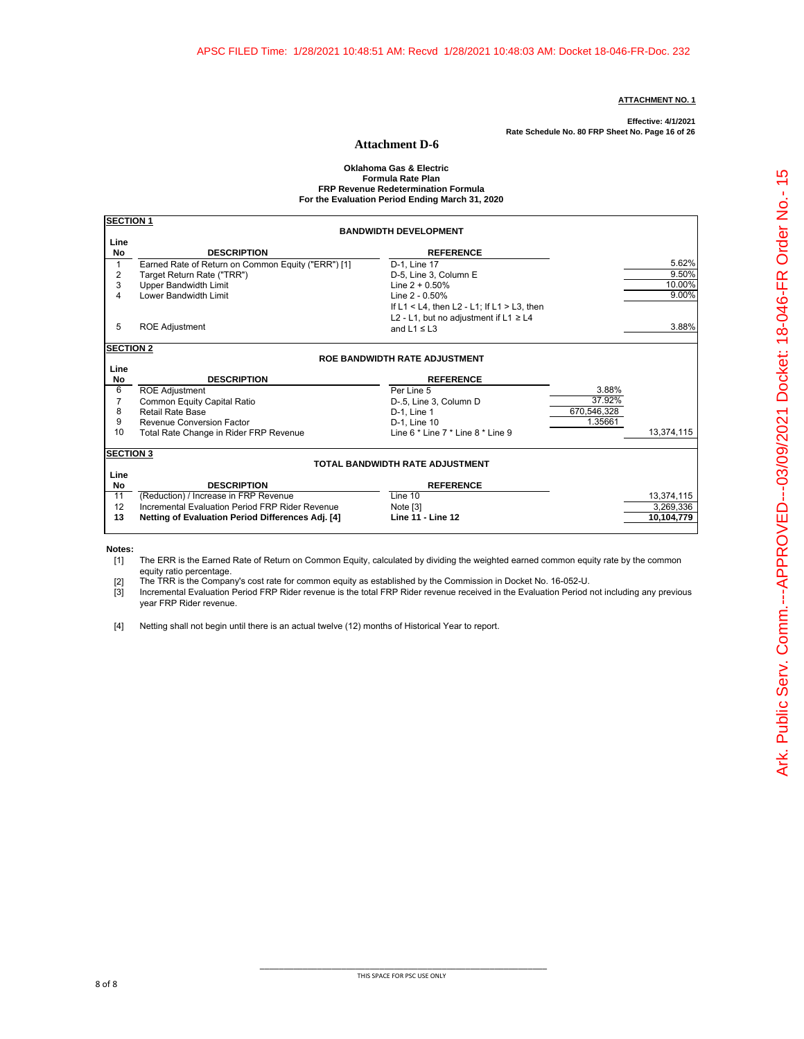APSC FILED Time: 1/28/2021 10:48:51 AM: Recvd 1/28/2021 10:48:03 AM: Docket 18-046-FR-Doc. 232

**ATTACHMENT NO. 1**

**Effective: 4/1/2021**
**Rate Schedule No. 80 FRP Sheet No. Page 16 of 26**

# Attachment D-6

**Oklahoma Gas & Electric**
**Formula Rate Plan**
**FRP Revenue Redetermination Formula**
**For the Evaluation Period Ending March 31, 2020**

**SECTION 1**

**BANDWIDTH DEVELOPMENT**

| Line No | DESCRIPTION | REFERENCE | | |
|---|---|---|---|---|
| 1 | Earned Rate of Return on Common Equity ("ERR") [1] | D-1, Line 17 | | 5.62% |
| 2 | Target Return Rate ("TRR") | D-5, Line 3, Column E | | 9.50% |
| 3 | Upper Bandwidth Limit | Line 2 + 0.50% | | 10.00% |
| 4 | Lower Bandwidth Limit | Line 2 - 0.50% | | 9.00% |
| 5 | ROE Adjustment | If L1 < L4, then L2 - L1; If L1 > L3, then L2 - L1, but no adjustment if L1 ≥ L4 and L1 ≤ L3 | | 3.88% |

**SECTION 2**

**ROE BANDWIDTH RATE ADJUSTMENT**

| Line No | DESCRIPTION | REFERENCE | | |
|---|---|---|---|---|
| 6 | ROE Adjustment | Per Line 5 | 3.88% | |
| 7 | Common Equity Capital Ratio | D-.5, Line 3, Column D | 37.92% | |
| 8 | Retail Rate Base | D-1, Line 1 | 670,546,328 | |
| 9 | Revenue Conversion Factor | D-1, Line 10 | 1.35661 | |
| 10 | Total Rate Change in Rider FRP Revenue | Line 6 * Line 7 * Line 8 * Line 9 | | 13,374,115 |

**SECTION 3**

**TOTAL BANDWIDTH RATE ADJUSTMENT**

| Line No | DESCRIPTION | REFERENCE | | |
|---|---|---|---|---|
| 11 | (Reduction) / Increase in FRP Revenue | Line 10 | | 13,374,115 |
| 12 | Incremental Evaluation Period FRP Rider Revenue | Note [3] | | 3,269,336 |
| **13** | **Netting of Evaluation Period Differences Adj. [4]** | **Line 11 - Line 12** | | **10,104,779** |

**Notes:**

[1] The ERR is the Earned Rate of Return on Common Equity, calculated by dividing the weighted earned common equity rate by the common equity ratio percentage.

[2] The TRR is the Company's cost rate for common equity as established by the Commission in Docket No. 16-052-U.

[3] Incremental Evaluation Period FRP Rider revenue is the total FRP Rider revenue received in the Evaluation Period not including any previous year FRP Rider revenue.

[4] Netting shall not begin until there is an actual twelve (12) months of Historical Year to report.

THIS SPACE FOR PSC USE ONLY

Ark. Public Serv. Comm. ---APPROVED---03/09/2021 Docket: 18-046-FR Order No. - 15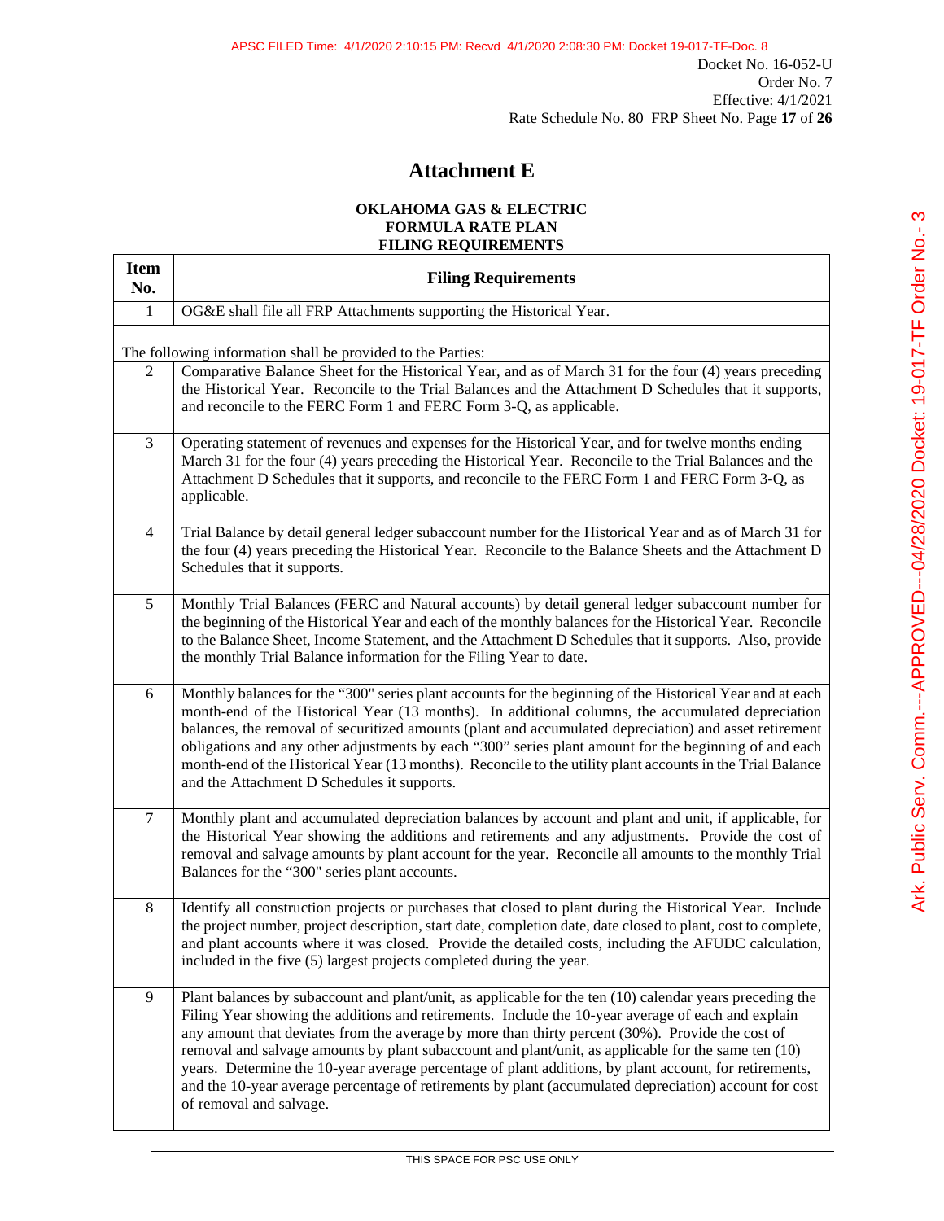# Attachment E

**OKLAHOMA GAS & ELECTRIC**
**FORMULA RATE PLAN**
**FILING REQUIREMENTS**

| Item No. | Filing Requirements |
|---|---|
| 1 | OG&E shall file all FRP Attachments supporting the Historical Year. |
| The following information shall be provided to the Parties: | |
| 2 | Comparative Balance Sheet for the Historical Year, and as of March 31 for the four (4) years preceding the Historical Year. Reconcile to the Trial Balances and the Attachment D Schedules that it supports, and reconcile to the FERC Form 1 and FERC Form 3-Q, as applicable. |
| 3 | Operating statement of revenues and expenses for the Historical Year, and for twelve months ending March 31 for the four (4) years preceding the Historical Year. Reconcile to the Trial Balances and the Attachment D Schedules that it supports, and reconcile to the FERC Form 1 and FERC Form 3-Q, as applicable. |
| 4 | Trial Balance by detail general ledger subaccount number for the Historical Year and as of March 31 for the four (4) years preceding the Historical Year. Reconcile to the Balance Sheets and the Attachment D Schedules that it supports. |
| 5 | Monthly Trial Balances (FERC and Natural accounts) by detail general ledger subaccount number for the beginning of the Historical Year and each of the monthly balances for the Historical Year. Reconcile to the Balance Sheet, Income Statement, and the Attachment D Schedules that it supports. Also, provide the monthly Trial Balance information for the Filing Year to date. |
| 6 | Monthly balances for the "300" series plant accounts for the beginning of the Historical Year and at each month-end of the Historical Year (13 months). In additional columns, the accumulated depreciation balances, the removal of securitized amounts (plant and accumulated depreciation) and asset retirement obligations and any other adjustments by each "300" series plant amount for the beginning of and each month-end of the Historical Year (13 months). Reconcile to the utility plant accounts in the Trial Balance and the Attachment D Schedules it supports. |
| 7 | Monthly plant and accumulated depreciation balances by account and plant and unit, if applicable, for the Historical Year showing the additions and retirements and any adjustments. Provide the cost of removal and salvage amounts by plant account for the year. Reconcile all amounts to the monthly Trial Balances for the "300" series plant accounts. |
| 8 | Identify all construction projects or purchases that closed to plant during the Historical Year. Include the project number, project description, start date, completion date, date closed to plant, cost to complete, and plant accounts where it was closed. Provide the detailed costs, including the AFUDC calculation, included in the five (5) largest projects completed during the year. |
| 9 | Plant balances by subaccount and plant/unit, as applicable for the ten (10) calendar years preceding the Filing Year showing the additions and retirements. Include the 10-year average of each and explain any amount that deviates from the average by more than thirty percent (30%). Provide the cost of removal and salvage amounts by plant subaccount and plant/unit, as applicable for the same ten (10) years. Determine the 10-year average percentage of plant additions, by plant account, for retirements, and the 10-year average percentage of retirements by plant (accumulated depreciation) account for cost of removal and salvage. |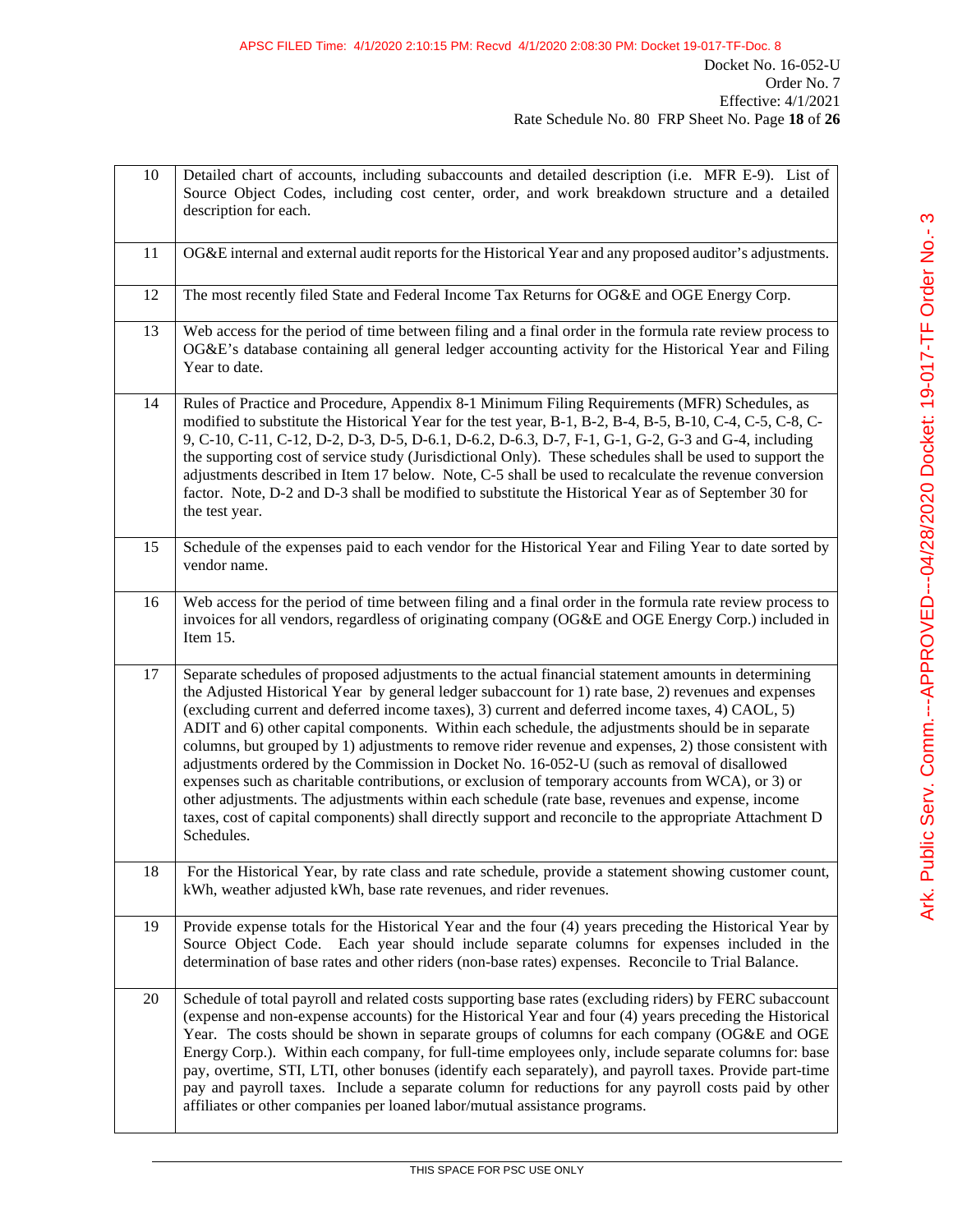| | |
|---|---|
| 10 | Detailed chart of accounts, including subaccounts and detailed description (i.e. MFR E-9). List of Source Object Codes, including cost center, order, and work breakdown structure and a detailed description for each. |
| 11 | OG&E internal and external audit reports for the Historical Year and any proposed auditor's adjustments. |
| 12 | The most recently filed State and Federal Income Tax Returns for OG&E and OGE Energy Corp. |
| 13 | Web access for the period of time between filing and a final order in the formula rate review process to OG&E's database containing all general ledger accounting activity for the Historical Year and Filing Year to date. |
| 14 | Rules of Practice and Procedure, Appendix 8-1 Minimum Filing Requirements (MFR) Schedules, as modified to substitute the Historical Year for the test year, B-1, B-2, B-4, B-5, B-10, C-4, C-5, C-8, C-9, C-10, C-11, C-12, D-2, D-3, D-5, D-6.1, D-6.2, D-6.3, D-7, F-1, G-1, G-2, G-3 and G-4, including the supporting cost of service study (Jurisdictional Only). These schedules shall be used to support the adjustments described in Item 17 below. Note, C-5 shall be used to recalculate the revenue conversion factor. Note, D-2 and D-3 shall be modified to substitute the Historical Year as of September 30 for the test year. |
| 15 | Schedule of the expenses paid to each vendor for the Historical Year and Filing Year to date sorted by vendor name. |
| 16 | Web access for the period of time between filing and a final order in the formula rate review process to invoices for all vendors, regardless of originating company (OG&E and OGE Energy Corp.) included in Item 15. |
| 17 | Separate schedules of proposed adjustments to the actual financial statement amounts in determining the Adjusted Historical Year by general ledger subaccount for 1) rate base, 2) revenues and expenses (excluding current and deferred income taxes), 3) current and deferred income taxes, 4) CAOL, 5) ADIT and 6) other capital components. Within each schedule, the adjustments should be in separate columns, but grouped by 1) adjustments to remove rider revenue and expenses, 2) those consistent with adjustments ordered by the Commission in Docket No. 16-052-U (such as removal of disallowed expenses such as charitable contributions, or exclusion of temporary accounts from WCA), or 3) or other adjustments. The adjustments within each schedule (rate base, revenues and expense, income taxes, cost of capital components) shall directly support and reconcile to the appropriate Attachment D Schedules. |
| 18 | For the Historical Year, by rate class and rate schedule, provide a statement showing customer count, kWh, weather adjusted kWh, base rate revenues, and rider revenues. |
| 19 | Provide expense totals for the Historical Year and the four (4) years preceding the Historical Year by Source Object Code. Each year should include separate columns for expenses included in the determination of base rates and other riders (non-base rates) expenses. Reconcile to Trial Balance. |
| 20 | Schedule of total payroll and related costs supporting base rates (excluding riders) by FERC subaccount (expense and non-expense accounts) for the Historical Year and four (4) years preceding the Historical Year. The costs should be shown in separate groups of columns for each company (OG&E and OGE Energy Corp.). Within each company, for full-time employees only, include separate columns for: base pay, overtime, STI, LTI, other bonuses (identify each separately), and payroll taxes. Provide part-time pay and payroll taxes. Include a separate column for reductions for any payroll costs paid by other affiliates or other companies per loaned labor/mutual assistance programs. |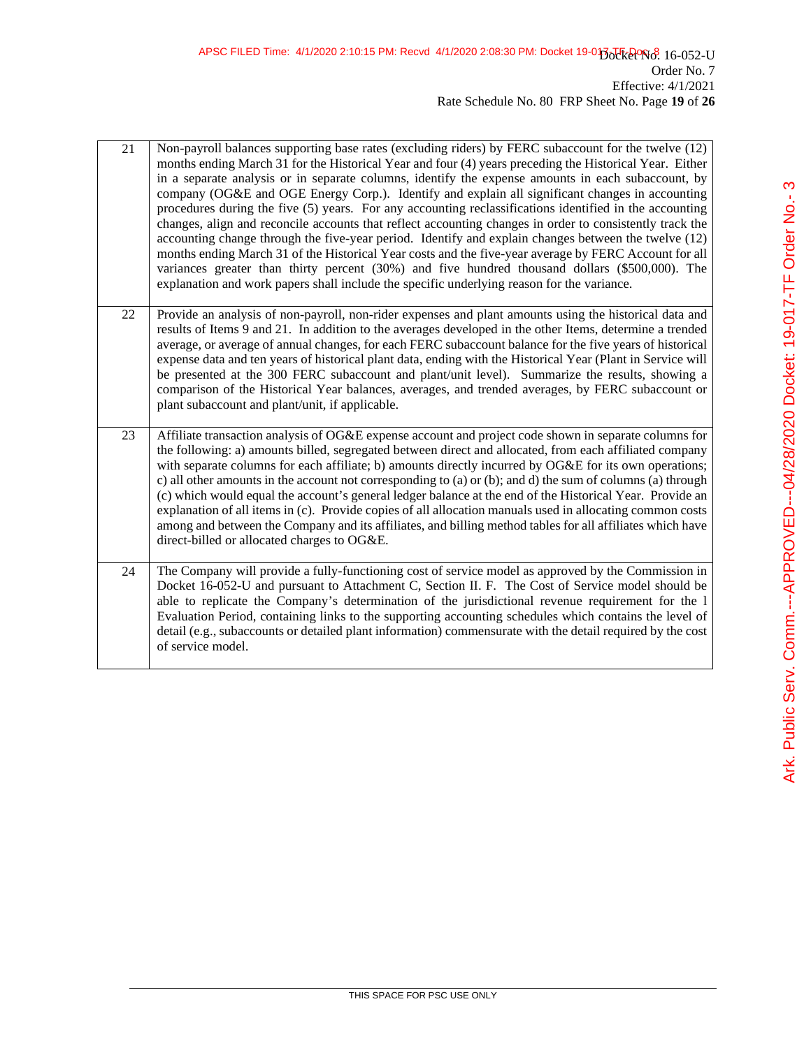| | |
|---|---|
| 21 | Non-payroll balances supporting base rates (excluding riders) by FERC subaccount for the twelve (12) months ending March 31 for the Historical Year and four (4) years preceding the Historical Year. Either in a separate analysis or in separate columns, identify the expense amounts in each subaccount, by company (OG&E and OGE Energy Corp.). Identify and explain all significant changes in accounting procedures during the five (5) years. For any accounting reclassifications identified in the accounting changes, align and reconcile accounts that reflect accounting changes in order to consistently track the accounting change through the five-year period. Identify and explain changes between the twelve (12) months ending March 31 of the Historical Year costs and the five-year average by FERC Account for all variances greater than thirty percent (30%) and five hundred thousand dollars ($500,000). The explanation and work papers shall include the specific underlying reason for the variance. |
| 22 | Provide an analysis of non-payroll, non-rider expenses and plant amounts using the historical data and results of Items 9 and 21. In addition to the averages developed in the other Items, determine a trended average, or average of annual changes, for each FERC subaccount balance for the five years of historical expense data and ten years of historical plant data, ending with the Historical Year (Plant in Service will be presented at the 300 FERC subaccount and plant/unit level). Summarize the results, showing a comparison of the Historical Year balances, averages, and trended averages, by FERC subaccount or plant subaccount and plant/unit, if applicable. |
| 23 | Affiliate transaction analysis of OG&E expense account and project code shown in separate columns for the following: a) amounts billed, segregated between direct and allocated, from each affiliated company with separate columns for each affiliate; b) amounts directly incurred by OG&E for its own operations; c) all other amounts in the account not corresponding to (a) or (b); and d) the sum of columns (a) through (c) which would equal the account's general ledger balance at the end of the Historical Year. Provide an explanation of all items in (c). Provide copies of all allocation manuals used in allocating common costs among and between the Company and its affiliates, and billing method tables for all affiliates which have direct-billed or allocated charges to OG&E. |
| 24 | The Company will provide a fully-functioning cost of service model as approved by the Commission in Docket 16-052-U and pursuant to Attachment C, Section II. F. The Cost of Service model should be able to replicate the Company's determination of the jurisdictional revenue requirement for the l Evaluation Period, containing links to the supporting accounting schedules which contains the level of detail (e.g., subaccounts or detailed plant information) commensurate with the detail required by the cost of service model. |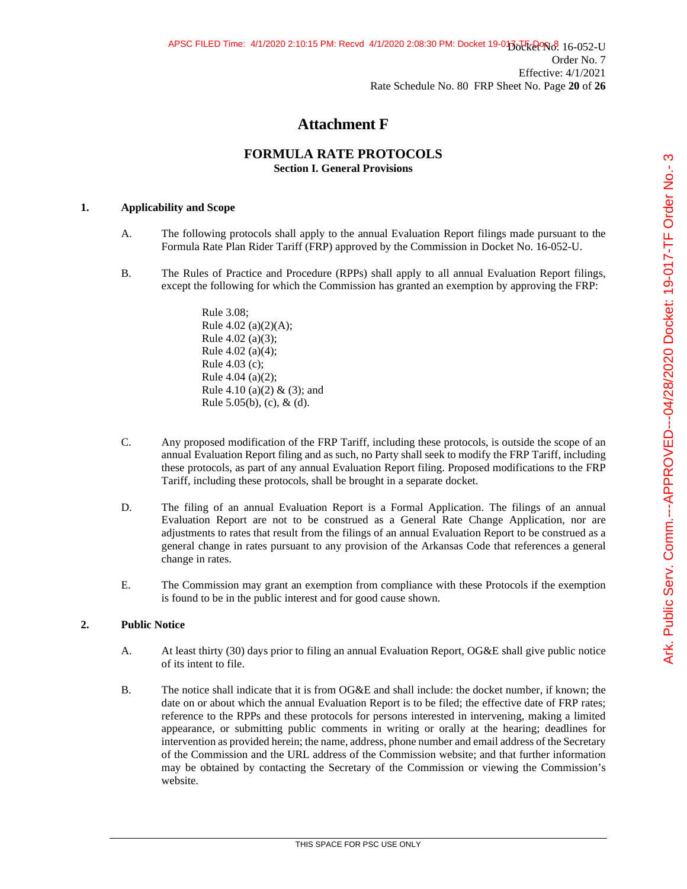# Attachment F

## FORMULA RATE PROTOCOLS

### Section I. General Provisions

**1. Applicability and Scope**

A. The following protocols shall apply to the annual Evaluation Report filings made pursuant to the Formula Rate Plan Rider Tariff (FRP) approved by the Commission in Docket No. 16-052-U.

B. The Rules of Practice and Procedure (RPPs) shall apply to all annual Evaluation Report filings, except the following for which the Commission has granted an exemption by approving the FRP:

Rule 3.08;
Rule 4.02 (a)(2)(A);
Rule 4.02 (a)(3);
Rule 4.02 (a)(4);
Rule 4.03 (c);
Rule 4.04 (a)(2);
Rule 4.10 (a)(2) & (3); and
Rule 5.05(b), (c), & (d).

C. Any proposed modification of the FRP Tariff, including these protocols, is outside the scope of an annual Evaluation Report filing and as such, no Party shall seek to modify the FRP Tariff, including these protocols, as part of any annual Evaluation Report filing. Proposed modifications to the FRP Tariff, including these protocols, shall be brought in a separate docket.

D. The filing of an annual Evaluation Report is a Formal Application. The filings of an annual Evaluation Report are not to be construed as a General Rate Change Application, nor are adjustments to rates that result from the filings of an annual Evaluation Report to be construed as a general change in rates pursuant to any provision of the Arkansas Code that references a general change in rates.

E. The Commission may grant an exemption from compliance with these Protocols if the exemption is found to be in the public interest and for good cause shown.

**2. Public Notice**

A. At least thirty (30) days prior to filing an annual Evaluation Report, OG&E shall give public notice of its intent to file.

B. The notice shall indicate that it is from OG&E and shall include: the docket number, if known; the date on or about which the annual Evaluation Report is to be filed; the effective date of FRP rates; reference to the RPPs and these protocols for persons interested in intervening, making a limited appearance, or submitting public comments in writing or orally at the hearing; deadlines for intervention as provided herein; the name, address, phone number and email address of the Secretary of the Commission and the URL address of the Commission website; and that further information may be obtained by contacting the Secretary of the Commission or viewing the Commission's website.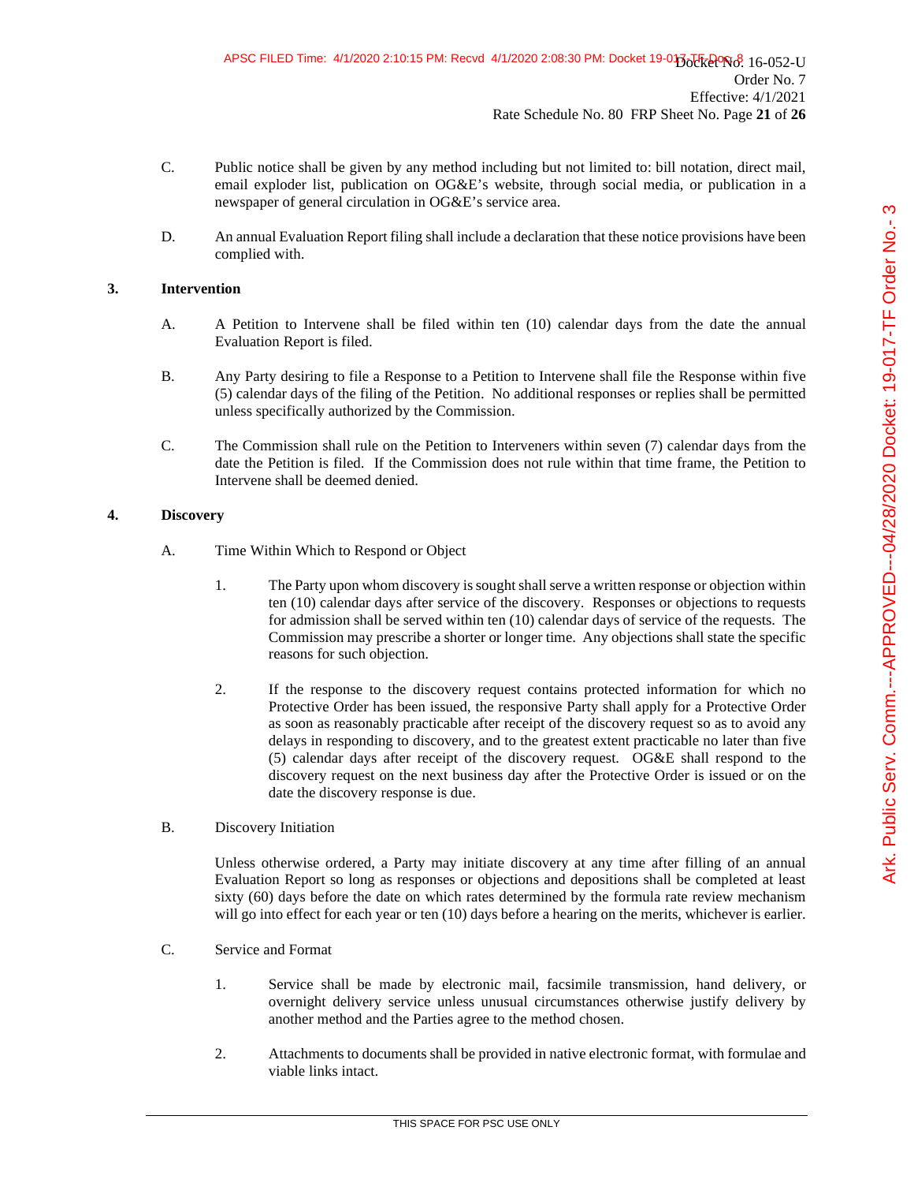C. Public notice shall be given by any method including but not limited to: bill notation, direct mail, email exploder list, publication on OG&E's website, through social media, or publication in a newspaper of general circulation in OG&E's service area.

D. An annual Evaluation Report filing shall include a declaration that these notice provisions have been complied with.

**3. Intervention**

A. A Petition to Intervene shall be filed within ten (10) calendar days from the date the annual Evaluation Report is filed.

B. Any Party desiring to file a Response to a Petition to Intervene shall file the Response within five (5) calendar days of the filing of the Petition. No additional responses or replies shall be permitted unless specifically authorized by the Commission.

C. The Commission shall rule on the Petition to Interveners within seven (7) calendar days from the date the Petition is filed. If the Commission does not rule within that time frame, the Petition to Intervene shall be deemed denied.

**4. Discovery**

A. Time Within Which to Respond or Object

1. The Party upon whom discovery is sought shall serve a written response or objection within ten (10) calendar days after service of the discovery. Responses or objections to requests for admission shall be served within ten (10) calendar days of service of the requests. The Commission may prescribe a shorter or longer time. Any objections shall state the specific reasons for such objection.

2. If the response to the discovery request contains protected information for which no Protective Order has been issued, the responsive Party shall apply for a Protective Order as soon as reasonably practicable after receipt of the discovery request so as to avoid any delays in responding to discovery, and to the greatest extent practicable no later than five (5) calendar days after receipt of the discovery request. OG&E shall respond to the discovery request on the next business day after the Protective Order is issued or on the date the discovery response is due.

B. Discovery Initiation

Unless otherwise ordered, a Party may initiate discovery at any time after filling of an annual Evaluation Report so long as responses or objections and depositions shall be completed at least sixty (60) days before the date on which rates determined by the formula rate review mechanism will go into effect for each year or ten (10) days before a hearing on the merits, whichever is earlier.

C. Service and Format

1. Service shall be made by electronic mail, facsimile transmission, hand delivery, or overnight delivery service unless unusual circumstances otherwise justify delivery by another method and the Parties agree to the method chosen.

2. Attachments to documents shall be provided in native electronic format, with formulae and viable links intact.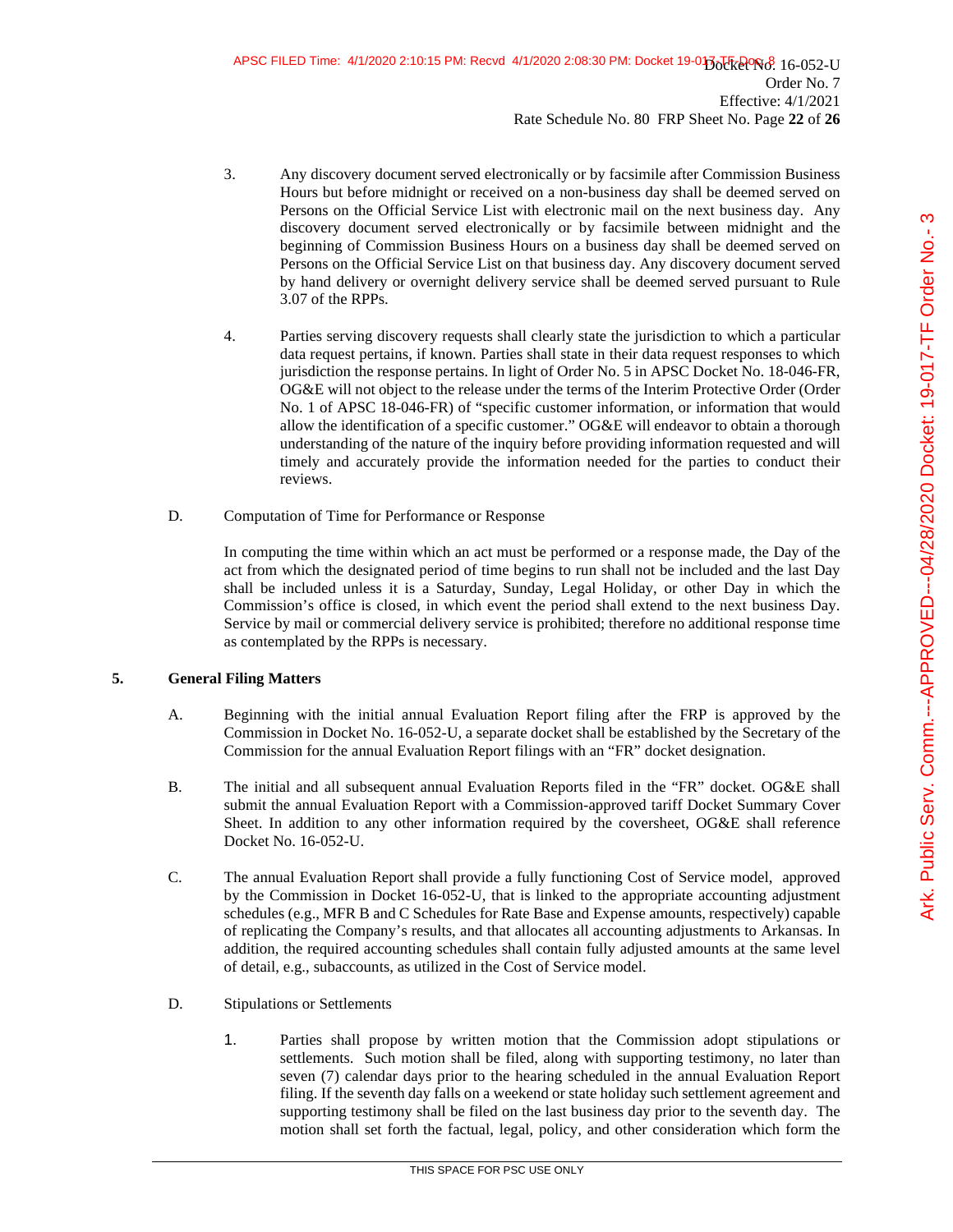3. Any discovery document served electronically or by facsimile after Commission Business Hours but before midnight or received on a non-business day shall be deemed served on Persons on the Official Service List with electronic mail on the next business day. Any discovery document served electronically or by facsimile between midnight and the beginning of Commission Business Hours on a business day shall be deemed served on Persons on the Official Service List on that business day. Any discovery document served by hand delivery or overnight delivery service shall be deemed served pursuant to Rule 3.07 of the RPPs.

4. Parties serving discovery requests shall clearly state the jurisdiction to which a particular data request pertains, if known. Parties shall state in their data request responses to which jurisdiction the response pertains. In light of Order No. 5 in APSC Docket No. 18-046-FR, OG&E will not object to the release under the terms of the Interim Protective Order (Order No. 1 of APSC 18-046-FR) of "specific customer information, or information that would allow the identification of a specific customer." OG&E will endeavor to obtain a thorough understanding of the nature of the inquiry before providing information requested and will timely and accurately provide the information needed for the parties to conduct their reviews.

D. Computation of Time for Performance or Response

In computing the time within which an act must be performed or a response made, the Day of the act from which the designated period of time begins to run shall not be included and the last Day shall be included unless it is a Saturday, Sunday, Legal Holiday, or other Day in which the Commission's office is closed, in which event the period shall extend to the next business Day. Service by mail or commercial delivery service is prohibited; therefore no additional response time as contemplated by the RPPs is necessary.

## 5. General Filing Matters

A. Beginning with the initial annual Evaluation Report filing after the FRP is approved by the Commission in Docket No. 16-052-U, a separate docket shall be established by the Secretary of the Commission for the annual Evaluation Report filings with an "FR" docket designation.

B. The initial and all subsequent annual Evaluation Reports filed in the "FR" docket. OG&E shall submit the annual Evaluation Report with a Commission-approved tariff Docket Summary Cover Sheet. In addition to any other information required by the coversheet, OG&E shall reference Docket No. 16-052-U.

C. The annual Evaluation Report shall provide a fully functioning Cost of Service model, approved by the Commission in Docket 16-052-U, that is linked to the appropriate accounting adjustment schedules (e.g., MFR B and C Schedules for Rate Base and Expense amounts, respectively) capable of replicating the Company's results, and that allocates all accounting adjustments to Arkansas. In addition, the required accounting schedules shall contain fully adjusted amounts at the same level of detail, e.g., subaccounts, as utilized in the Cost of Service model.

D. Stipulations or Settlements

1. Parties shall propose by written motion that the Commission adopt stipulations or settlements. Such motion shall be filed, along with supporting testimony, no later than seven (7) calendar days prior to the hearing scheduled in the annual Evaluation Report filing. If the seventh day falls on a weekend or state holiday such settlement agreement and supporting testimony shall be filed on the last business day prior to the seventh day. The motion shall set forth the factual, legal, policy, and other consideration which form the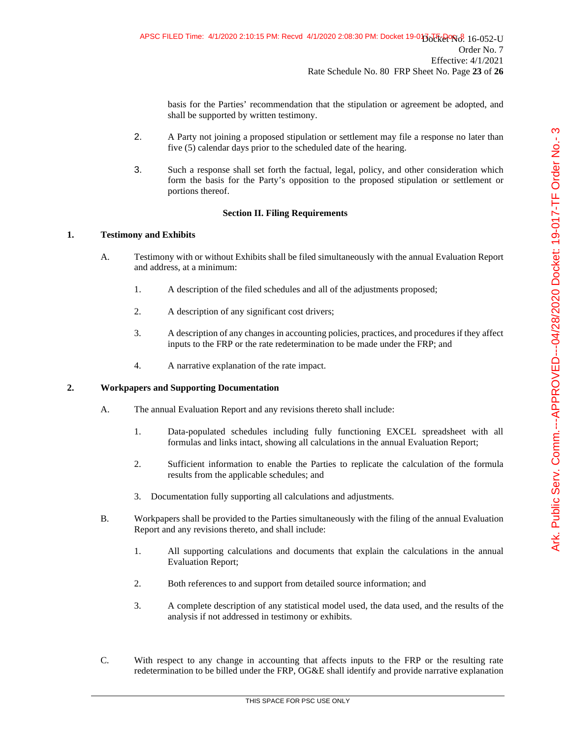basis for the Parties' recommendation that the stipulation or agreement be adopted, and shall be supported by written testimony.

2. A Party not joining a proposed stipulation or settlement may file a response no later than five (5) calendar days prior to the scheduled date of the hearing.

3. Such a response shall set forth the factual, legal, policy, and other consideration which form the basis for the Party's opposition to the proposed stipulation or settlement or portions thereof.

**Section II. Filing Requirements**

**1. Testimony and Exhibits**

A. Testimony with or without Exhibits shall be filed simultaneously with the annual Evaluation Report and address, at a minimum:

1. A description of the filed schedules and all of the adjustments proposed;

2. A description of any significant cost drivers;

3. A description of any changes in accounting policies, practices, and procedures if they affect inputs to the FRP or the rate redetermination to be made under the FRP; and

4. A narrative explanation of the rate impact.

**2. Workpapers and Supporting Documentation**

A. The annual Evaluation Report and any revisions thereto shall include:

1. Data-populated schedules including fully functioning EXCEL spreadsheet with all formulas and links intact, showing all calculations in the annual Evaluation Report;

2. Sufficient information to enable the Parties to replicate the calculation of the formula results from the applicable schedules; and

3. Documentation fully supporting all calculations and adjustments.

B. Workpapers shall be provided to the Parties simultaneously with the filing of the annual Evaluation Report and any revisions thereto, and shall include:

1. All supporting calculations and documents that explain the calculations in the annual Evaluation Report;

2. Both references to and support from detailed source information; and

3. A complete description of any statistical model used, the data used, and the results of the analysis if not addressed in testimony or exhibits.

C. With respect to any change in accounting that affects inputs to the FRP or the resulting rate redetermination to be billed under the FRP, OG&E shall identify and provide narrative explanation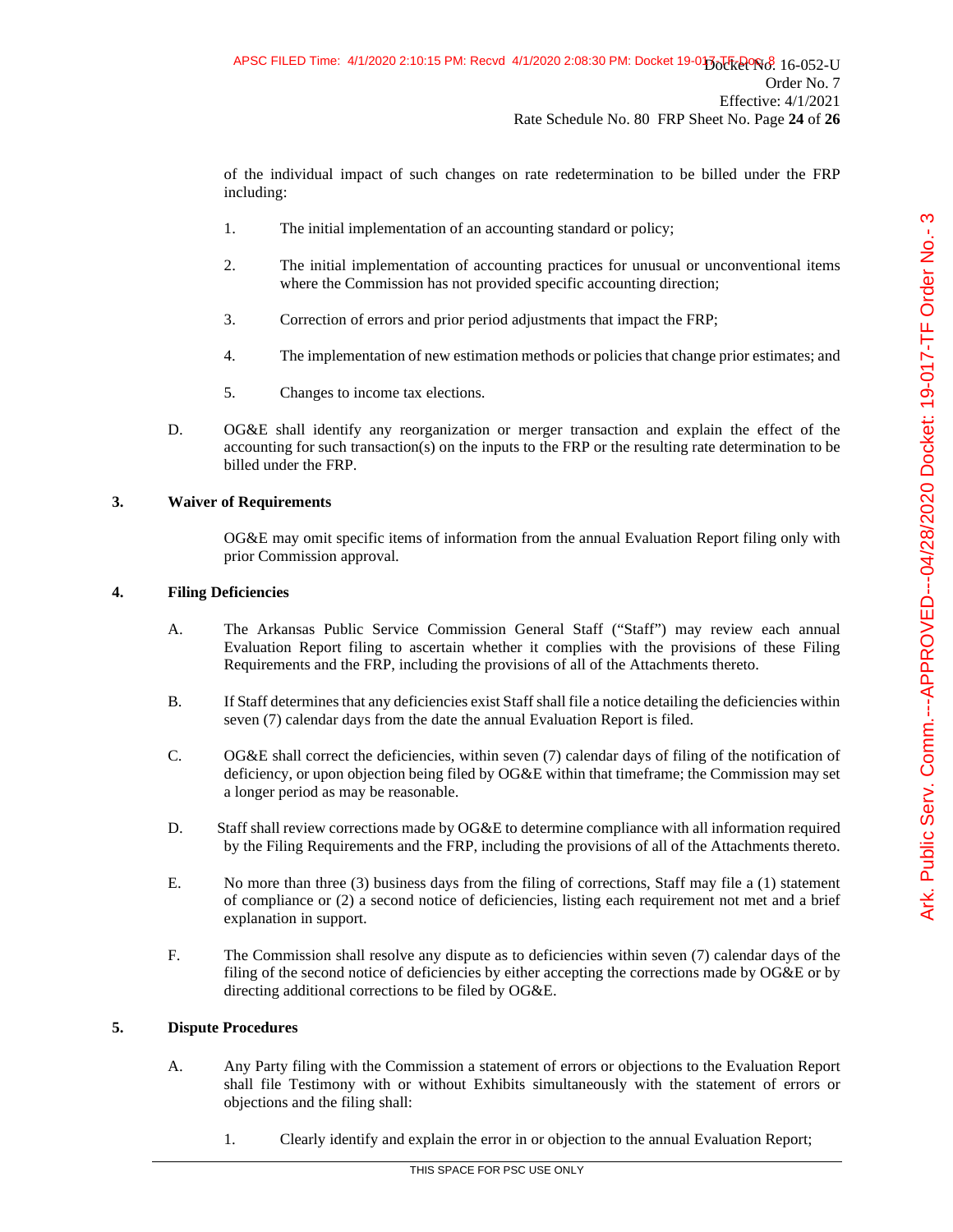of the individual impact of such changes on rate redetermination to be billed under the FRP including:

1. The initial implementation of an accounting standard or policy;

2. The initial implementation of accounting practices for unusual or unconventional items where the Commission has not provided specific accounting direction;

3. Correction of errors and prior period adjustments that impact the FRP;

4. The implementation of new estimation methods or policies that change prior estimates; and

5. Changes to income tax elections.

D. OG&E shall identify any reorganization or merger transaction and explain the effect of the accounting for such transaction(s) on the inputs to the FRP or the resulting rate determination to be billed under the FRP.

**3. Waiver of Requirements**

OG&E may omit specific items of information from the annual Evaluation Report filing only with prior Commission approval.

**4. Filing Deficiencies**

A. The Arkansas Public Service Commission General Staff ("Staff") may review each annual Evaluation Report filing to ascertain whether it complies with the provisions of these Filing Requirements and the FRP, including the provisions of all of the Attachments thereto.

B. If Staff determines that any deficiencies exist Staff shall file a notice detailing the deficiencies within seven (7) calendar days from the date the annual Evaluation Report is filed.

C. OG&E shall correct the deficiencies, within seven (7) calendar days of filing of the notification of deficiency, or upon objection being filed by OG&E within that timeframe; the Commission may set a longer period as may be reasonable.

D. Staff shall review corrections made by OG&E to determine compliance with all information required by the Filing Requirements and the FRP, including the provisions of all of the Attachments thereto.

E. No more than three (3) business days from the filing of corrections, Staff may file a (1) statement of compliance or (2) a second notice of deficiencies, listing each requirement not met and a brief explanation in support.

F. The Commission shall resolve any dispute as to deficiencies within seven (7) calendar days of the filing of the second notice of deficiencies by either accepting the corrections made by OG&E or by directing additional corrections to be filed by OG&E.

**5. Dispute Procedures**

A. Any Party filing with the Commission a statement of errors or objections to the Evaluation Report shall file Testimony with or without Exhibits simultaneously with the statement of errors or objections and the filing shall:

1. Clearly identify and explain the error in or objection to the annual Evaluation Report;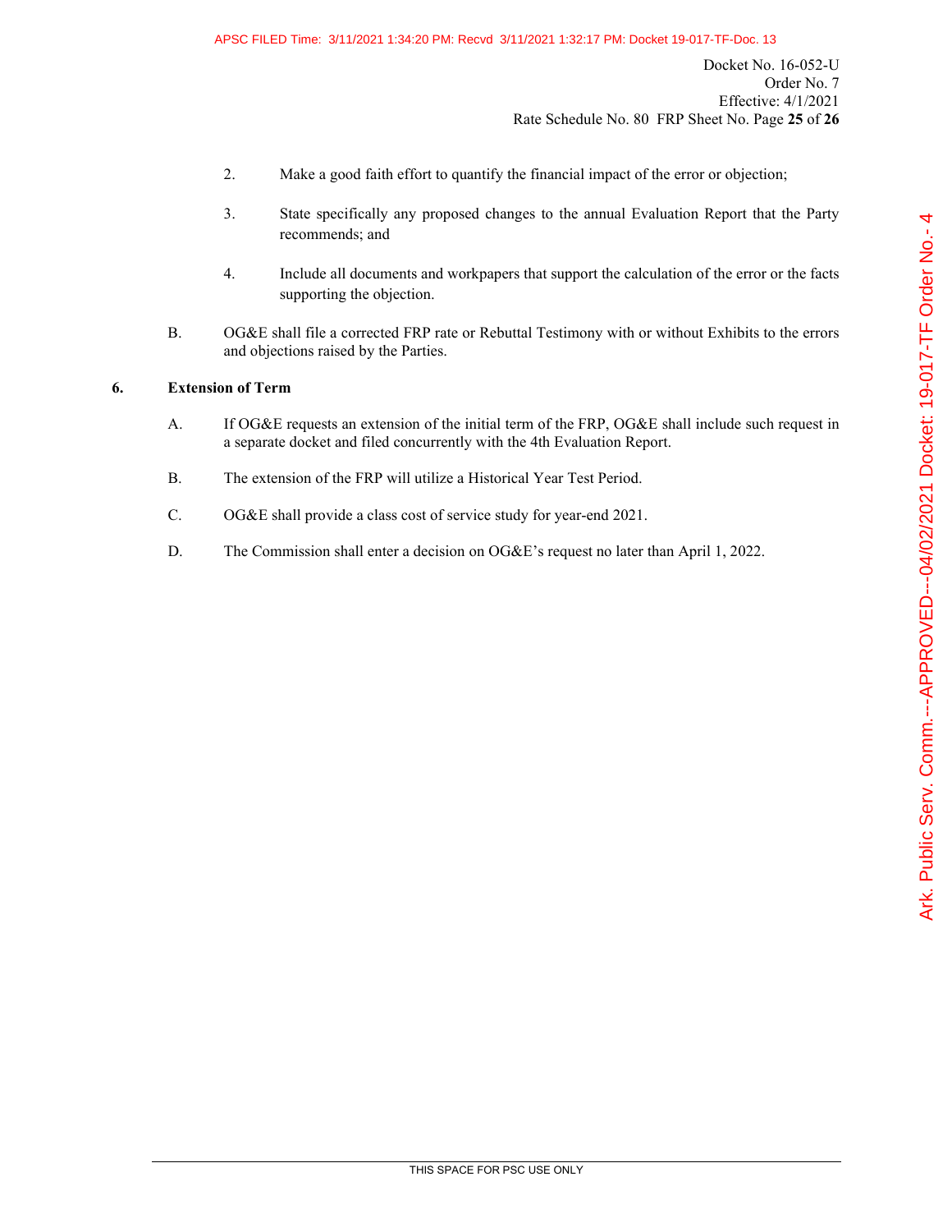2. Make a good faith effort to quantify the financial impact of the error or objection;

3. State specifically any proposed changes to the annual Evaluation Report that the Party recommends; and

4. Include all documents and workpapers that support the calculation of the error or the facts supporting the objection.

B. OG&E shall file a corrected FRP rate or Rebuttal Testimony with or without Exhibits to the errors and objections raised by the Parties.

**6. Extension of Term**

A. If OG&E requests an extension of the initial term of the FRP, OG&E shall include such request in a separate docket and filed concurrently with the 4th Evaluation Report.

B. The extension of the FRP will utilize a Historical Year Test Period.

C. OG&E shall provide a class cost of service study for year-end 2021.

D. The Commission shall enter a decision on OG&E's request no later than April 1, 2022.